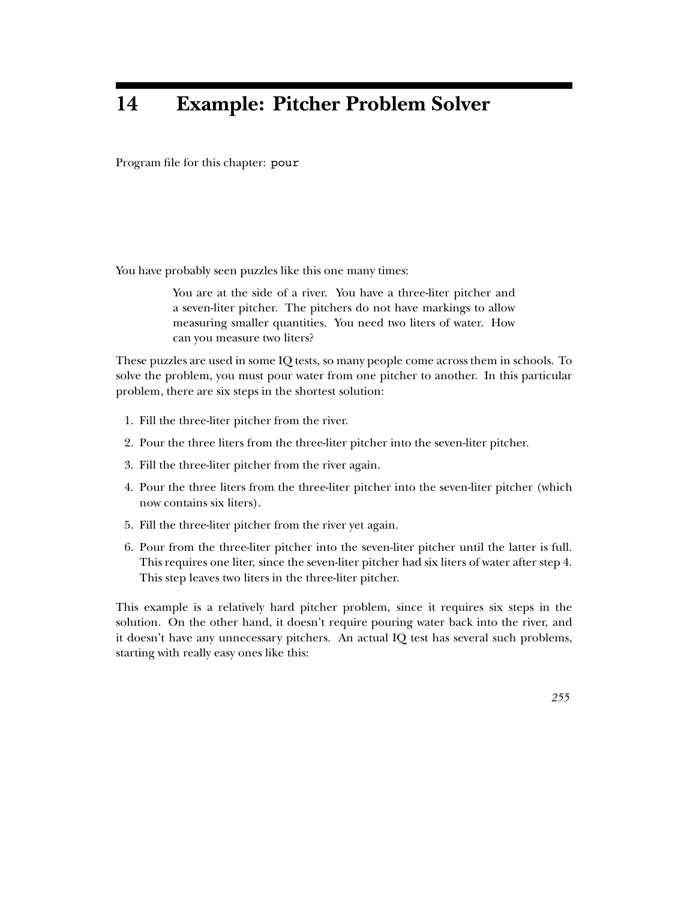# 14 Example: Pitcher Problem Solver

Program file for this chapter: `pour`

You have probably seen puzzles like this one many times:

> You are at the side of a river. You have a three-liter pitcher and a seven-liter pitcher. The pitchers do not have markings to allow measuring smaller quantities. You need two liters of water. How can you measure two liters?

These puzzles are used in some IQ tests, so many people come across them in schools. To solve the problem, you must pour water from one pitcher to another. In this particular problem, there are six steps in the shortest solution:

1. Fill the three-liter pitcher from the river.
2. Pour the three liters from the three-liter pitcher into the seven-liter pitcher.
3. Fill the three-liter pitcher from the river again.
4. Pour the three liters from the three-liter pitcher into the seven-liter pitcher (which now contains six liters).
5. Fill the three-liter pitcher from the river yet again.
6. Pour from the three-liter pitcher into the seven-liter pitcher until the latter is full. This requires one liter, since the seven-liter pitcher had six liters of water after step 4. This step leaves two liters in the three-liter pitcher.

This example is a relatively hard pitcher problem, since it requires six steps in the solution. On the other hand, it doesn't require pouring water back into the river, and it doesn't have any unnecessary pitchers. An actual IQ test has several such problems, starting with really easy ones like this: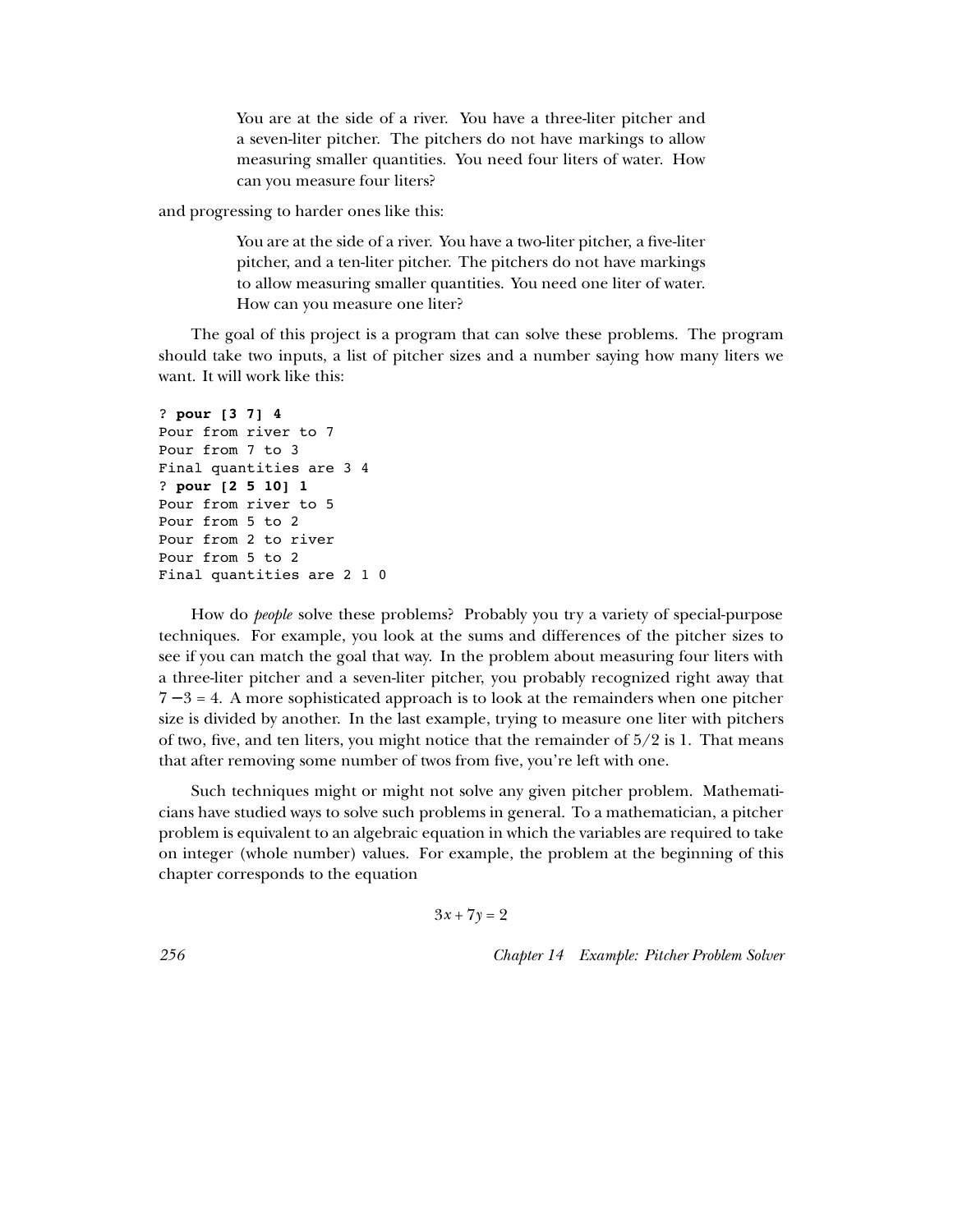> You are at the side of a river. You have a three-liter pitcher and a seven-liter pitcher. The pitchers do not have markings to allow measuring smaller quantities. You need four liters of water. How can you measure four liters?

and progressing to harder ones like this:

> You are at the side of a river. You have a two-liter pitcher, a five-liter pitcher, and a ten-liter pitcher. The pitchers do not have markings to allow measuring smaller quantities. You need one liter of water. How can you measure one liter?

The goal of this project is a program that can solve these problems. The program should take two inputs, a list of pitcher sizes and a number saying how many liters we want. It will work like this:

```
? pour [3 7] 4
Pour from river to 7
Pour from 7 to 3
Final quantities are 3 4
? pour [2 5 10] 1
Pour from river to 5
Pour from 5 to 2
Pour from 2 to river
Pour from 5 to 2
Final quantities are 2 1 0
```

How do *people* solve these problems? Probably you try a variety of special-purpose techniques. For example, you look at the sums and differences of the pitcher sizes to see if you can match the goal that way. In the problem about measuring four liters with a three-liter pitcher and a seven-liter pitcher, you probably recognized right away that $7 - 3 = 4$. A more sophisticated approach is to look at the remainders when one pitcher size is divided by another. In the last example, trying to measure one liter with pitchers of two, five, and ten liters, you might notice that the remainder of $5/2$ is 1. That means that after removing some number of twos from five, you're left with one.

Such techniques might or might not solve any given pitcher problem. Mathematicians have studied ways to solve such problems in general. To a mathematician, a pitcher problem is equivalent to an algebraic equation in which the variables are required to take on integer (whole number) values. For example, the problem at the beginning of this chapter corresponds to the equation

$$3x + 7y = 2$$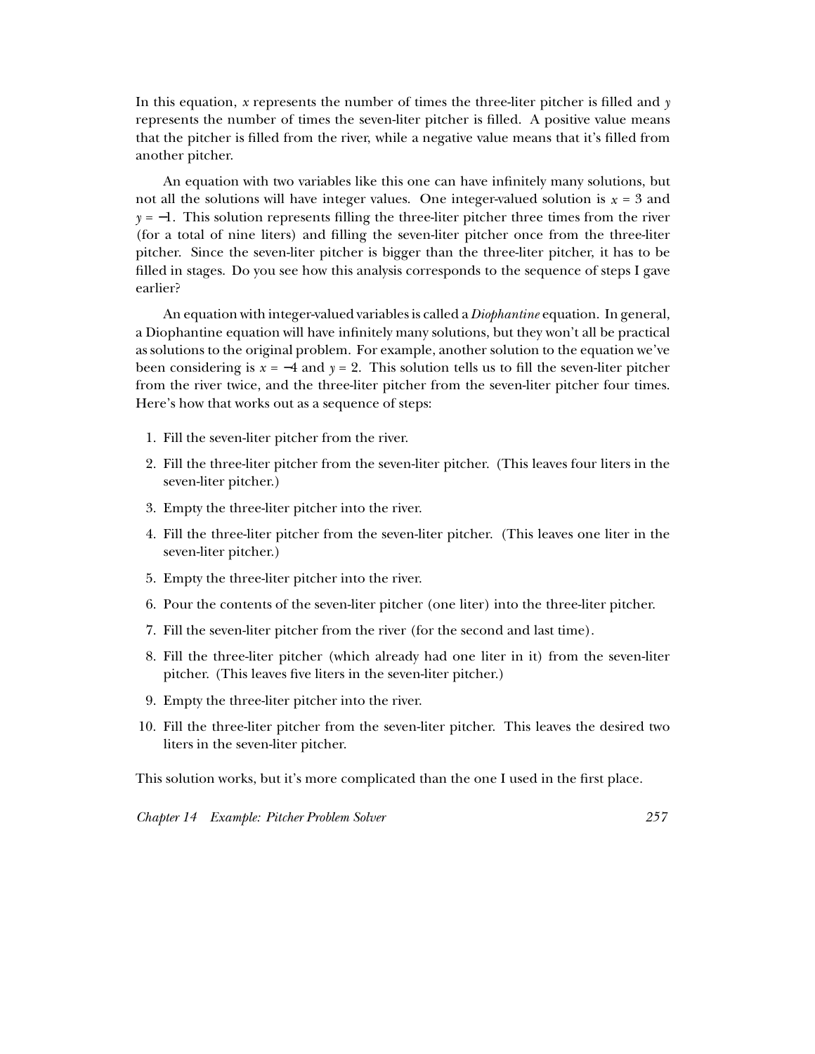In this equation, $x$ represents the number of times the three-liter pitcher is filled and $y$ represents the number of times the seven-liter pitcher is filled. A positive value means that the pitcher is filled from the river, while a negative value means that it's filled from another pitcher.

An equation with two variables like this one can have infinitely many solutions, but not all the solutions will have integer values. One integer-valued solution is $x = 3$ and $y = -1$. This solution represents filling the three-liter pitcher three times from the river (for a total of nine liters) and filling the seven-liter pitcher once from the three-liter pitcher. Since the seven-liter pitcher is bigger than the three-liter pitcher, it has to be filled in stages. Do you see how this analysis corresponds to the sequence of steps I gave earlier?

An equation with integer-valued variables is called a *Diophantine* equation. In general, a Diophantine equation will have infinitely many solutions, but they won't all be practical as solutions to the original problem. For example, another solution to the equation we've been considering is $x = -4$ and $y = 2$. This solution tells us to fill the seven-liter pitcher from the river twice, and the three-liter pitcher from the seven-liter pitcher four times. Here's how that works out as a sequence of steps:

1. Fill the seven-liter pitcher from the river.
2. Fill the three-liter pitcher from the seven-liter pitcher. (This leaves four liters in the seven-liter pitcher.)
3. Empty the three-liter pitcher into the river.
4. Fill the three-liter pitcher from the seven-liter pitcher. (This leaves one liter in the seven-liter pitcher.)
5. Empty the three-liter pitcher into the river.
6. Pour the contents of the seven-liter pitcher (one liter) into the three-liter pitcher.
7. Fill the seven-liter pitcher from the river (for the second and last time).
8. Fill the three-liter pitcher (which already had one liter in it) from the seven-liter pitcher. (This leaves five liters in the seven-liter pitcher.)
9. Empty the three-liter pitcher into the river.
10. Fill the three-liter pitcher from the seven-liter pitcher. This leaves the desired two liters in the seven-liter pitcher.

This solution works, but it's more complicated than the one I used in the first place.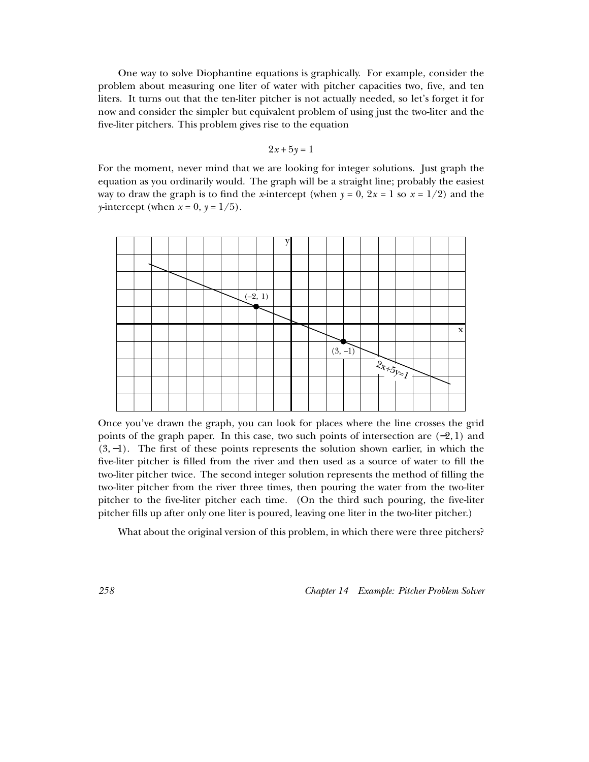One way to solve Diophantine equations is graphically. For example, consider the problem about measuring one liter of water with pitcher capacities two, five, and ten liters. It turns out that the ten-liter pitcher is not actually needed, so let's forget it for now and consider the simpler but equivalent problem of using just the two-liter and the five-liter pitchers. This problem gives rise to the equation

$$2x + 5y = 1$$

For the moment, never mind that we are looking for integer solutions. Just graph the equation as you ordinarily would. The graph will be a straight line; probably the easiest way to draw the graph is to find the $x$-intercept (when $y = 0$, $2x = 1$ so $x = 1/2$) and the $y$-intercept (when $x = 0$, $y = 1/5$).

Once you've drawn the graph, you can look for places where the line crosses the grid points of the graph paper. In this case, two such points of intersection are $(-2, 1)$ and $(3, -1)$. The first of these points represents the solution shown earlier, in which the five-liter pitcher is filled from the river and then used as a source of water to fill the two-liter pitcher twice. The second integer solution represents the method of filling the two-liter pitcher from the river three times, then pouring the water from the two-liter pitcher to the five-liter pitcher each time. (On the third such pouring, the five-liter pitcher fills up after only one liter is poured, leaving one liter in the two-liter pitcher.)

What about the original version of this problem, in which there were three pitchers?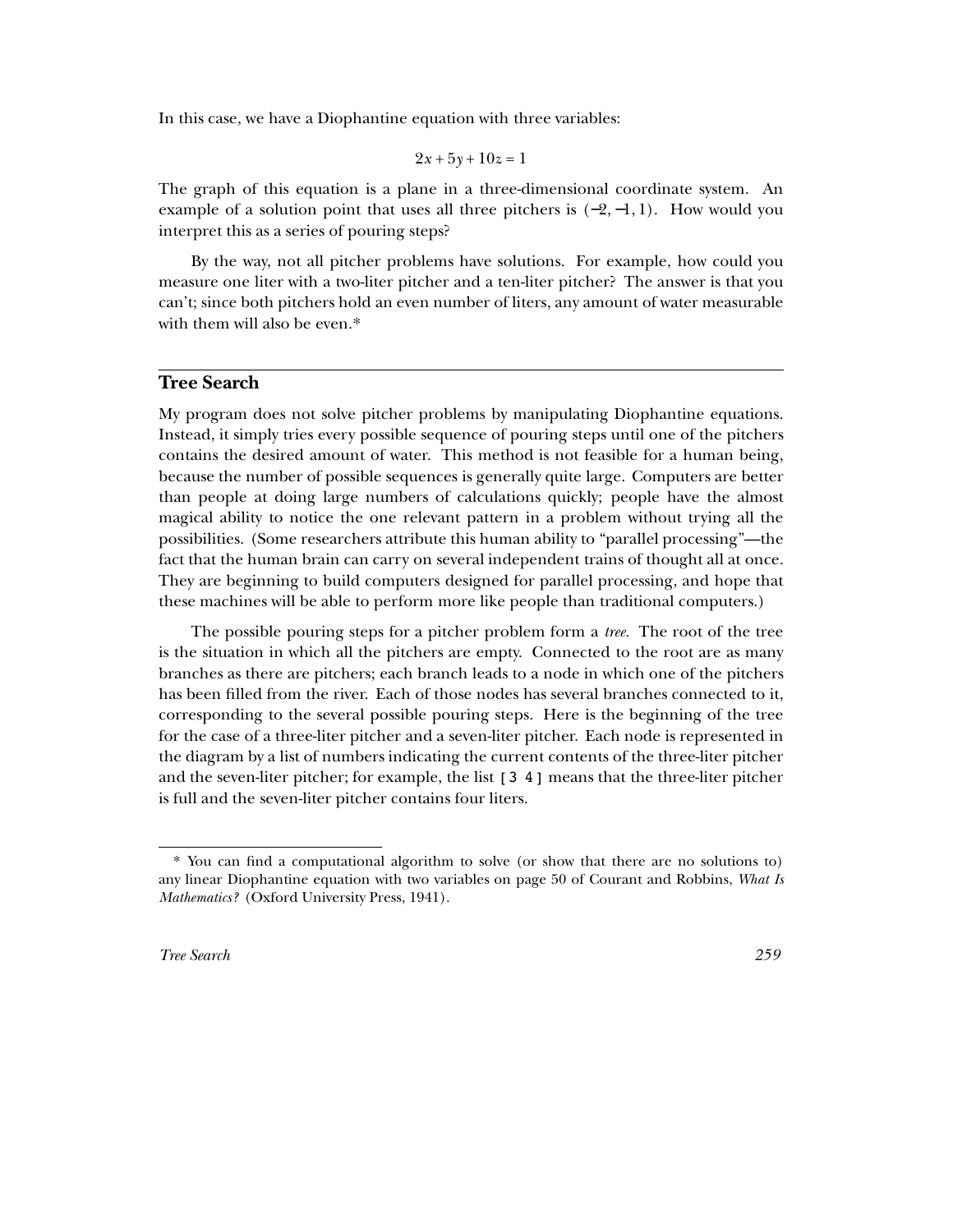In this case, we have a Diophantine equation with three variables:

$$2x + 5y + 10z = 1$$

The graph of this equation is a plane in a three-dimensional coordinate system. An example of a solution point that uses all three pitchers is $(-2, -1, 1)$. How would you interpret this as a series of pouring steps?

By the way, not all pitcher problems have solutions. For example, how could you measure one liter with a two-liter pitcher and a ten-liter pitcher? The answer is that you can't; since both pitchers hold an even number of liters, any amount of water measurable with them will also be even.*

## Tree Search

My program does not solve pitcher problems by manipulating Diophantine equations. Instead, it simply tries every possible sequence of pouring steps until one of the pitchers contains the desired amount of water. This method is not feasible for a human being, because the number of possible sequences is generally quite large. Computers are better than people at doing large numbers of calculations quickly; people have the almost magical ability to notice the one relevant pattern in a problem without trying all the possibilities. (Some researchers attribute this human ability to "parallel processing"—the fact that the human brain can carry on several independent trains of thought all at once. They are beginning to build computers designed for parallel processing, and hope that these machines will be able to perform more like people than traditional computers.)

The possible pouring steps for a pitcher problem form a *tree*. The root of the tree is the situation in which all the pitchers are empty. Connected to the root are as many branches as there are pitchers; each branch leads to a node in which one of the pitchers has been filled from the river. Each of those nodes has several branches connected to it, corresponding to the several possible pouring steps. Here is the beginning of the tree for the case of a three-liter pitcher and a seven-liter pitcher. Each node is represented in the diagram by a list of numbers indicating the current contents of the three-liter pitcher and the seven-liter pitcher; for example, the list `[3 4]` means that the three-liter pitcher is full and the seven-liter pitcher contains four liters.

* You can find a computational algorithm to solve (or show that there are no solutions to) any linear Diophantine equation with two variables on page 50 of Courant and Robbins, *What Is Mathematics?* (Oxford University Press, 1941).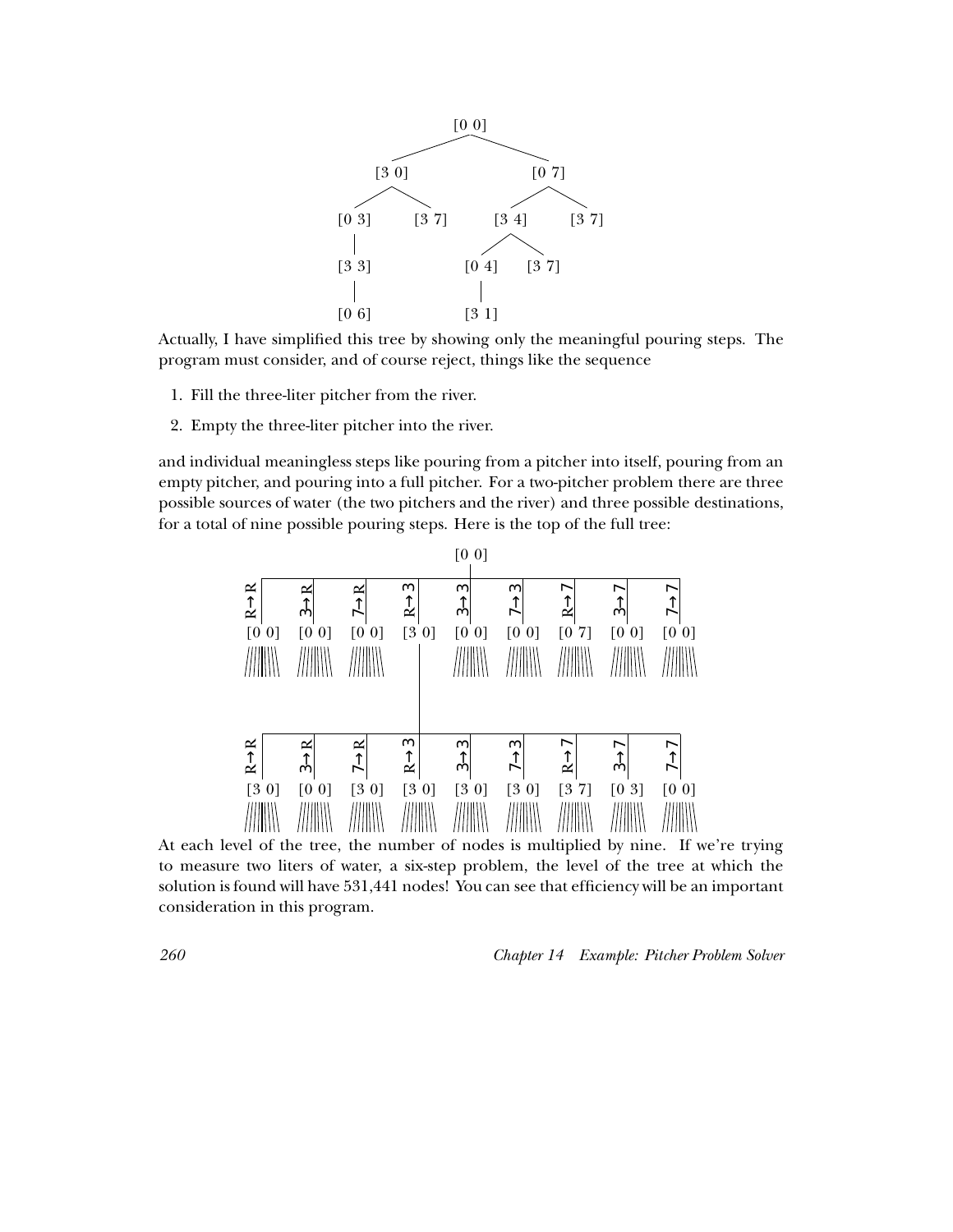```
                    [0 0]
           /                  \
        [3 0]                [0 7]
       /     \              /     \
    [0 3]   [3 7]        [3 4]   [3 7]
      |                  /   \
    [3 3]             [0 4]  [3 7]
      |                 |
    [0 6]             [3 1]
```

Actually, I have simplified this tree by showing only the meaningful pouring steps. The program must consider, and of course reject, things like the sequence

1. Fill the three-liter pitcher from the river.
2. Empty the three-liter pitcher into the river.

and individual meaningless steps like pouring from a pitcher into itself, pouring from an empty pitcher, and pouring into a full pitcher. For a two-pitcher problem there are three possible sources of water (the two pitchers and the river) and three possible destinations, for a total of nine possible pouring steps. Here is the top of the full tree:

```
                                    [0 0]
  R→R    3→R    7→R    R→3    3→3    7→3    R→7    3→7    7→7
 [0 0]  [0 0]  [0 0]  [3 0]  [0 0]  [0 0]  [0 7]  [0 0]  [0 0]
                        |
  R→R    3→R    7→R    R→3    3→3    7→3    R→7    3→7    7→7
 [3 0]  [0 0]  [3 0]  [3 0]  [3 0]  [3 0]  [3 7]  [0 3]  [0 0]
```

At each level of the tree, the number of nodes is multiplied by nine. If we're trying to measure two liters of water, a six-step problem, the level of the tree at which the solution is found will have 531,441 nodes! You can see that efficiency will be an important consideration in this program.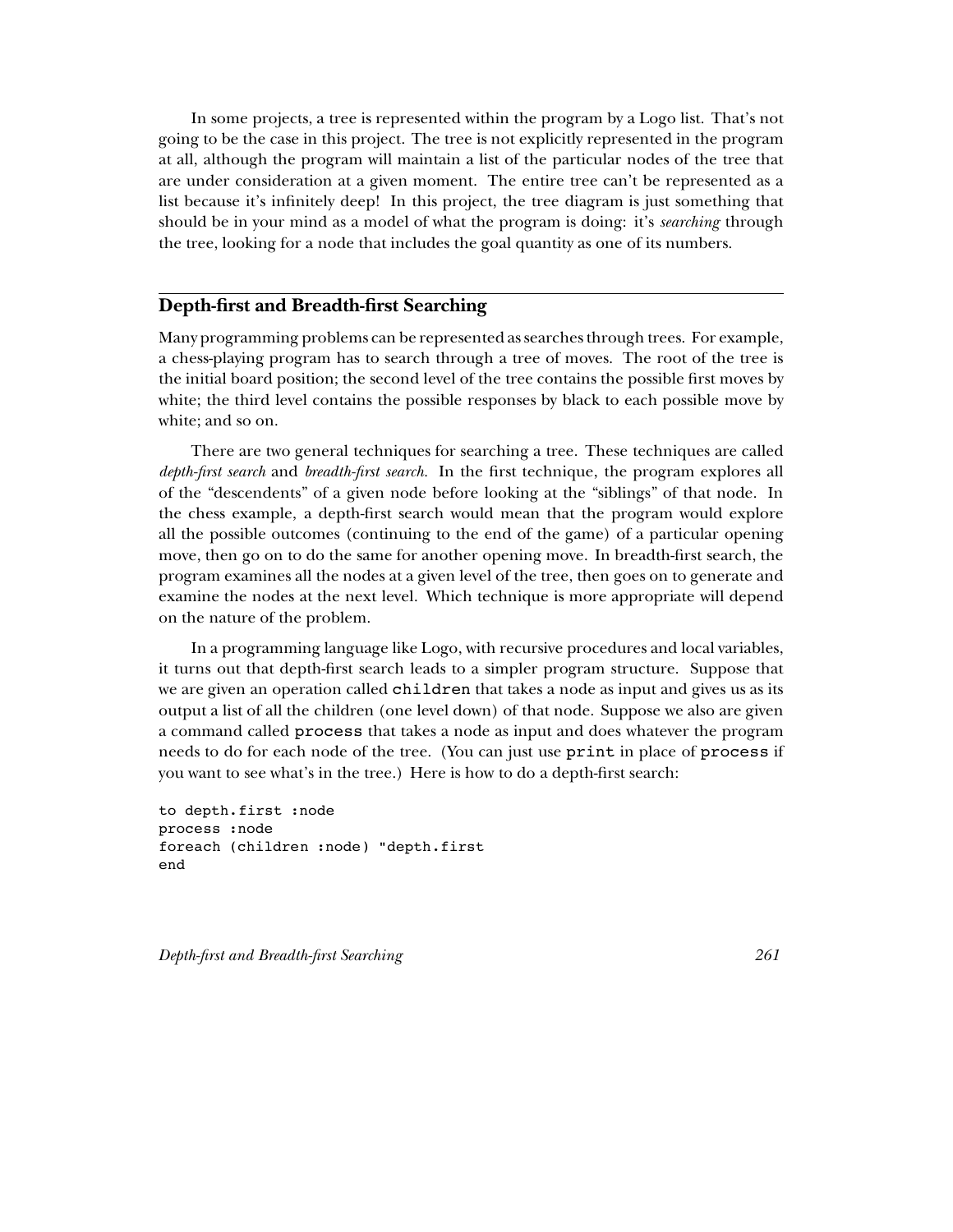In some projects, a tree is represented within the program by a Logo list. That's not going to be the case in this project. The tree is not explicitly represented in the program at all, although the program will maintain a list of the particular nodes of the tree that are under consideration at a given moment. The entire tree can't be represented as a list because it's infinitely deep! In this project, the tree diagram is just something that should be in your mind as a model of what the program is doing: it's *searching* through the tree, looking for a node that includes the goal quantity as one of its numbers.

## Depth-first and Breadth-first Searching

Many programming problems can be represented as searches through trees. For example, a chess-playing program has to search through a tree of moves. The root of the tree is the initial board position; the second level of the tree contains the possible first moves by white; the third level contains the possible responses by black to each possible move by white; and so on.

There are two general techniques for searching a tree. These techniques are called *depth-first search* and *breadth-first search*. In the first technique, the program explores all of the "descendents" of a given node before looking at the "siblings" of that node. In the chess example, a depth-first search would mean that the program would explore all the possible outcomes (continuing to the end of the game) of a particular opening move, then go on to do the same for another opening move. In breadth-first search, the program examines all the nodes at a given level of the tree, then goes on to generate and examine the nodes at the next level. Which technique is more appropriate will depend on the nature of the problem.

In a programming language like Logo, with recursive procedures and local variables, it turns out that depth-first search leads to a simpler program structure. Suppose that we are given an operation called `children` that takes a node as input and gives us as its output a list of all the children (one level down) of that node. Suppose we also are given a command called `process` that takes a node as input and does whatever the program needs to do for each node of the tree. (You can just use `print` in place of `process` if you want to see what's in the tree.) Here is how to do a depth-first search:

```
to depth.first :node
process :node
foreach (children :node) "depth.first
end
```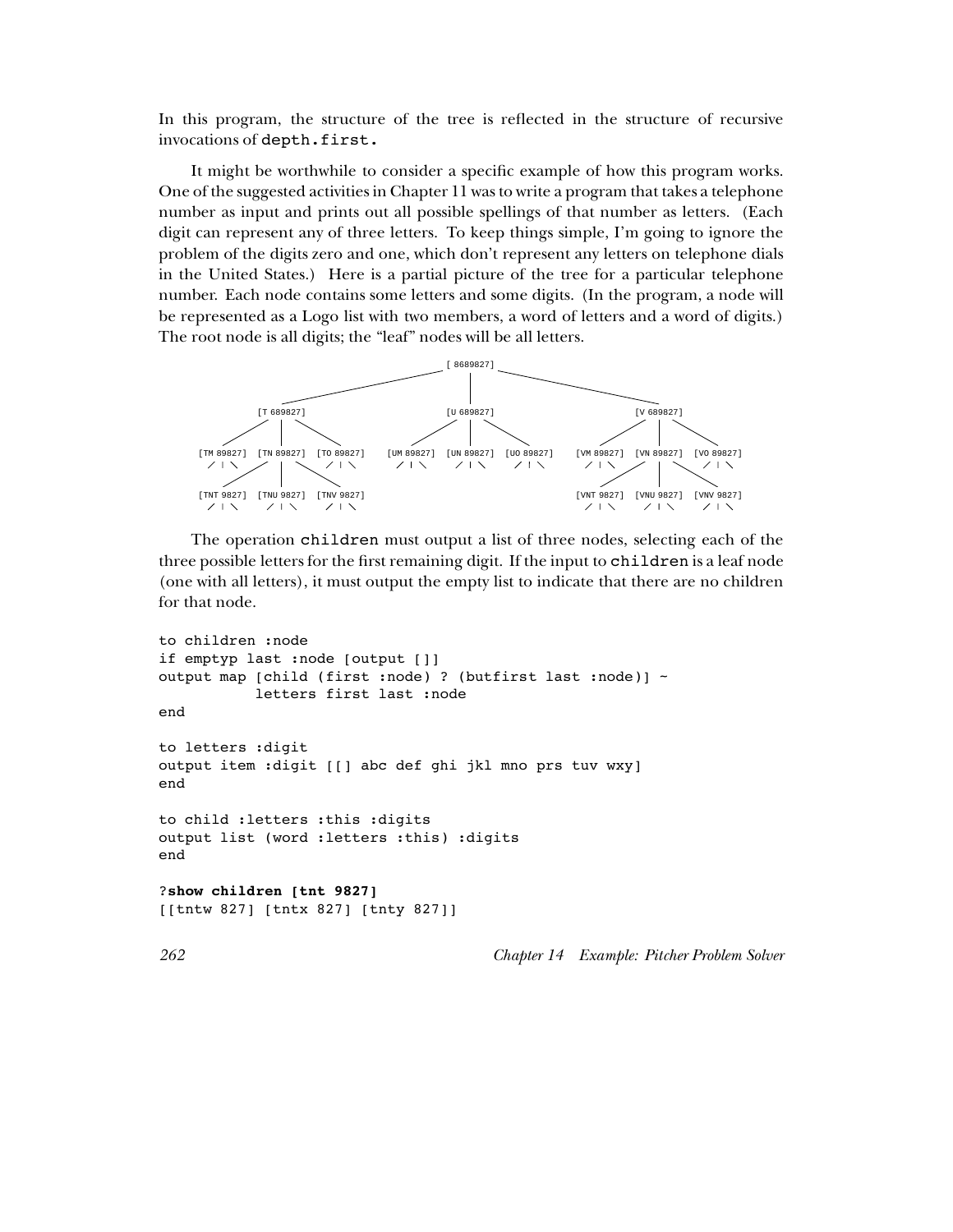In this program, the structure of the tree is reflected in the structure of recursive invocations of `depth.first.`

It might be worthwhile to consider a specific example of how this program works. One of the suggested activities in Chapter 11 was to write a program that takes a telephone number as input and prints out all possible spellings of that number as letters. (Each digit can represent any of three letters. To keep things simple, I'm going to ignore the problem of the digits zero and one, which don't represent any letters on telephone dials in the United States.) Here is a partial picture of the tree for a particular telephone number. Each node contains some letters and some digits. (In the program, a node will be represented as a Logo list with two members, a word of letters and a word of digits.) The root node is all digits; the "leaf" nodes will be all letters.

```
                                        [ 8689827]
                    ___________________/    |    \___________________
                   /                        |                        \
            [T 689827]                 [U 689827]                 [V 689827]
           /     |     \              /     |     \              /     |     \
[TM 89827] [TN 89827] [TO 89827] [UM 89827] [UN 89827] [UO 89827] [VM 89827] [VN 89827] [VO 89827]
   / | \      /  |  \     / | \      / | \      / | \      / | \      / | \      /  |  \     / | \
[TNT 9827] [TNU 9827] [TNV 9827]                                [VNT 9827] [VNU 9827] [VNV 9827]
   / | \      / | \      / | \                                     / | \      / | \      / | \
```

The operation `children` must output a list of three nodes, selecting each of the three possible letters for the first remaining digit. If the input to `children` is a leaf node (one with all letters), it must output the empty list to indicate that there are no children for that node.

```
to children :node
if emptyp last :node [output []]
output map [child (first :node) ? (butfirst last :node)] ~
           letters first last :node
end

to letters :digit
output item :digit [[] abc def ghi jkl mno prs tuv wxy]
end

to child :letters :this :digits
output list (word :letters :this) :digits
end

?show children [tnt 9827]
[[tntw 827] [tntx 827] [tnty 827]]
```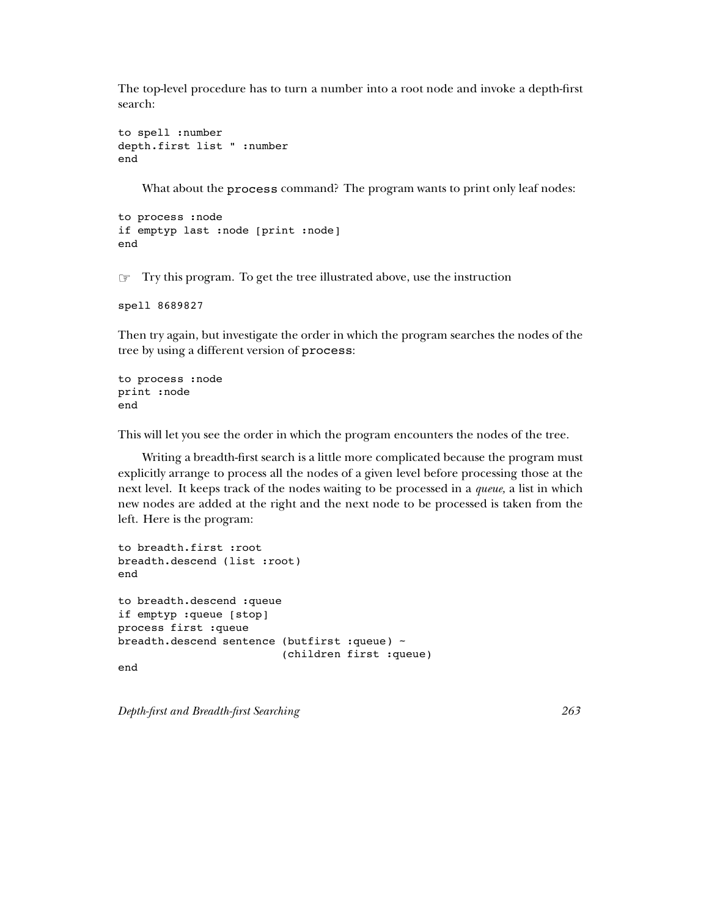The top-level procedure has to turn a number into a root node and invoke a depth-first search:

```
to spell :number
depth.first list " :number
end
```

What about the `process` command? The program wants to print only leaf nodes:

```
to process :node
if emptyp last :node [print :node]
end
```

☞ Try this program. To get the tree illustrated above, use the instruction

```
spell 8689827
```

Then try again, but investigate the order in which the program searches the nodes of the tree by using a different version of `process`:

```
to process :node
print :node
end
```

This will let you see the order in which the program encounters the nodes of the tree.

Writing a breadth-first search is a little more complicated because the program must explicitly arrange to process all the nodes of a given level before processing those at the next level. It keeps track of the nodes waiting to be processed in a *queue,* a list in which new nodes are added at the right and the next node to be processed is taken from the left. Here is the program:

```
to breadth.first :root
breadth.descend (list :root)
end

to breadth.descend :queue
if emptyp :queue [stop]
process first :queue
breadth.descend sentence (butfirst :queue) ~
                         (children first :queue)
end
```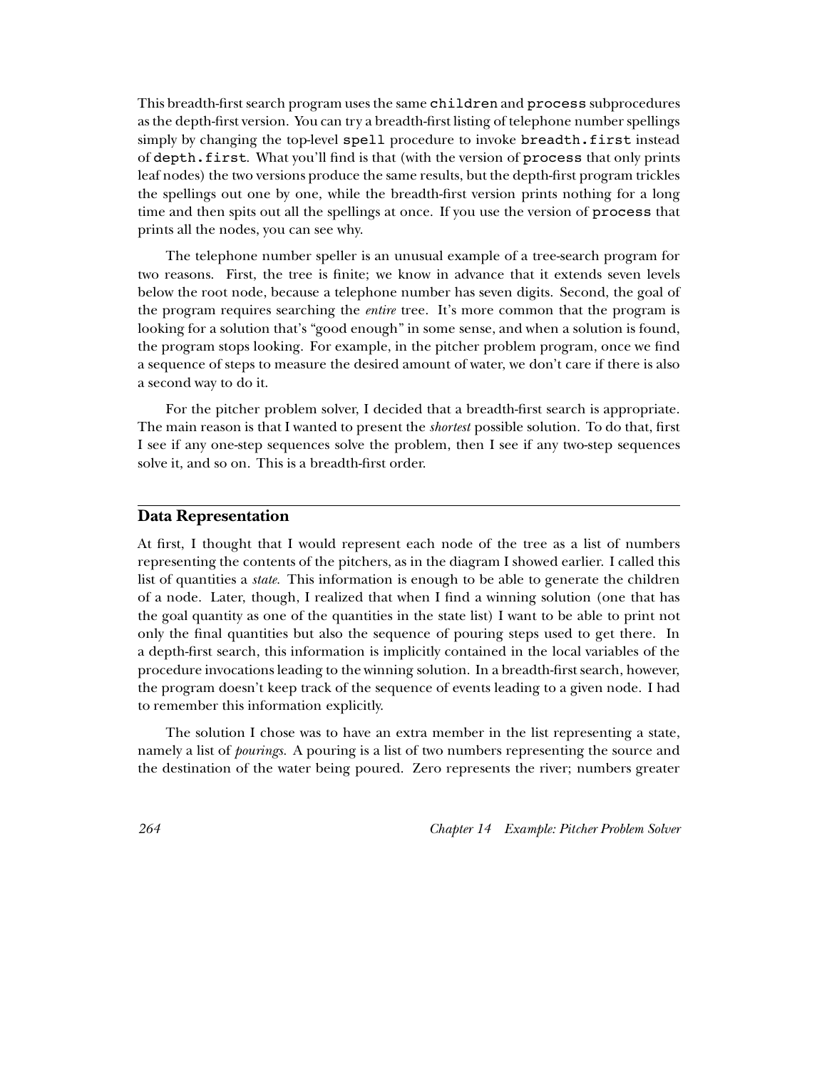This breadth-first search program uses the same `children` and `process` subprocedures as the depth-first version. You can try a breadth-first listing of telephone number spellings simply by changing the top-level `spell` procedure to invoke `breadth.first` instead of `depth.first`. What you'll find is that (with the version of `process` that only prints leaf nodes) the two versions produce the same results, but the depth-first program trickles the spellings out one by one, while the breadth-first version prints nothing for a long time and then spits out all the spellings at once. If you use the version of `process` that prints all the nodes, you can see why.

The telephone number speller is an unusual example of a tree-search program for two reasons. First, the tree is finite; we know in advance that it extends seven levels below the root node, because a telephone number has seven digits. Second, the goal of the program requires searching the *entire* tree. It's more common that the program is looking for a solution that's "good enough" in some sense, and when a solution is found, the program stops looking. For example, in the pitcher problem program, once we find a sequence of steps to measure the desired amount of water, we don't care if there is also a second way to do it.

For the pitcher problem solver, I decided that a breadth-first search is appropriate. The main reason is that I wanted to present the *shortest* possible solution. To do that, first I see if any one-step sequences solve the problem, then I see if any two-step sequences solve it, and so on. This is a breadth-first order.

## Data Representation

At first, I thought that I would represent each node of the tree as a list of numbers representing the contents of the pitchers, as in the diagram I showed earlier. I called this list of quantities a *state.* This information is enough to be able to generate the children of a node. Later, though, I realized that when I find a winning solution (one that has the goal quantity as one of the quantities in the state list) I want to be able to print not only the final quantities but also the sequence of pouring steps used to get there. In a depth-first search, this information is implicitly contained in the local variables of the procedure invocations leading to the winning solution. In a breadth-first search, however, the program doesn't keep track of the sequence of events leading to a given node. I had to remember this information explicitly.

The solution I chose was to have an extra member in the list representing a state, namely a list of *pourings.* A pouring is a list of two numbers representing the source and the destination of the water being poured. Zero represents the river; numbers greater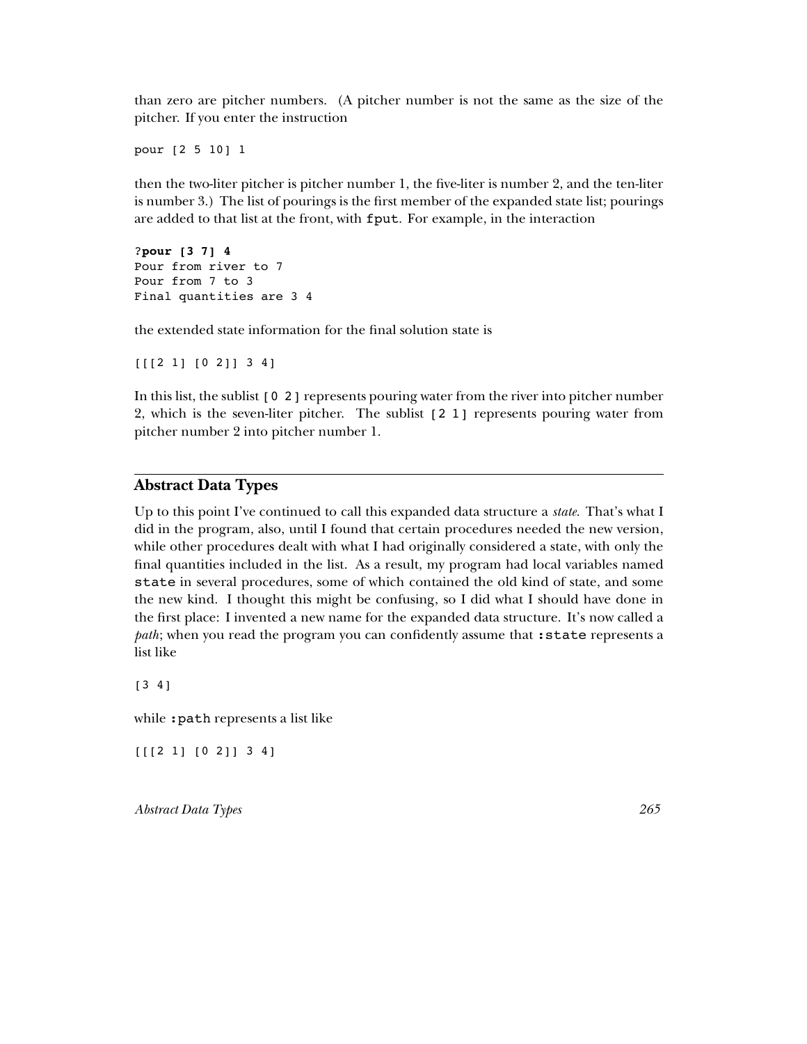than zero are pitcher numbers. (A pitcher number is not the same as the size of the pitcher. If you enter the instruction

```
pour [2 5 10] 1
```

then the two-liter pitcher is pitcher number 1, the five-liter is number 2, and the ten-liter is number 3.) The list of pourings is the first member of the expanded state list; pourings are added to that list at the front, with `fput`. For example, in the interaction

```
?pour [3 7] 4
Pour from river to 7
Pour from 7 to 3
Final quantities are 3 4
```

the extended state information for the final solution state is

```
[[[2 1] [0 2]] 3 4]
```

In this list, the sublist `[0 2]` represents pouring water from the river into pitcher number 2, which is the seven-liter pitcher. The sublist `[2 1]` represents pouring water from pitcher number 2 into pitcher number 1.

## Abstract Data Types

Up to this point I've continued to call this expanded data structure a *state*. That's what I did in the program, also, until I found that certain procedures needed the new version, while other procedures dealt with what I had originally considered a state, with only the final quantities included in the list. As a result, my program had local variables named `state` in several procedures, some of which contained the old kind of state, and some the new kind. I thought this might be confusing, so I did what I should have done in the first place: I invented a new name for the expanded data structure. It's now called a *path*; when you read the program you can confidently assume that `:state` represents a list like

```
[3 4]
```

while `:path` represents a list like

```
[[[2 1] [0 2]] 3 4]
```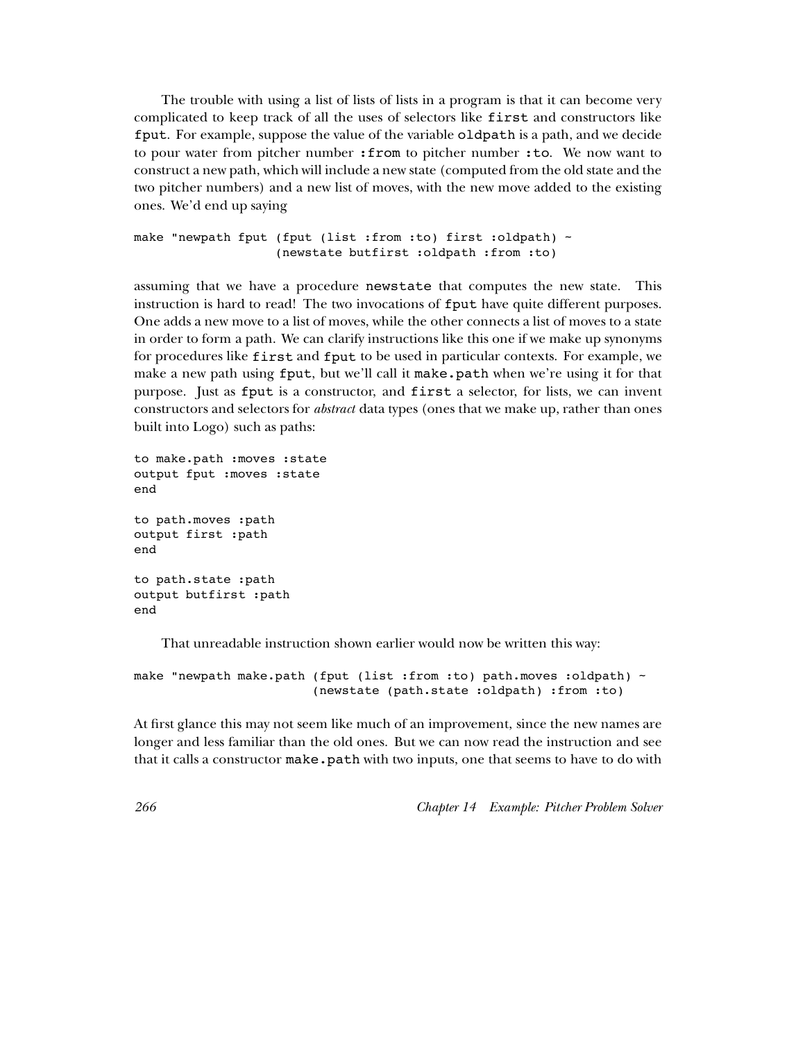The trouble with using a list of lists of lists in a program is that it can become very complicated to keep track of all the uses of selectors like `first` and constructors like `fput`. For example, suppose the value of the variable `oldpath` is a path, and we decide to pour water from pitcher number `:from` to pitcher number `:to`. We now want to construct a new path, which will include a new state (computed from the old state and the two pitcher numbers) and a new list of moves, with the new move added to the existing ones. We'd end up saying

```
make "newpath fput (fput (list :from :to) first :oldpath) ~
                   (newstate butfirst :oldpath :from :to)
```

assuming that we have a procedure `newstate` that computes the new state. This instruction is hard to read! The two invocations of `fput` have quite different purposes. One adds a new move to a list of moves, while the other connects a list of moves to a state in order to form a path. We can clarify instructions like this one if we make up synonyms for procedures like `first` and `fput` to be used in particular contexts. For example, we make a new path using `fput`, but we'll call it `make.path` when we're using it for that purpose. Just as `fput` is a constructor, and `first` a selector, for lists, we can invent constructors and selectors for *abstract* data types (ones that we make up, rather than ones built into Logo) such as paths:

```
to make.path :moves :state
output fput :moves :state
end

to path.moves :path
output first :path
end

to path.state :path
output butfirst :path
end
```

That unreadable instruction shown earlier would now be written this way:

```
make "newpath make.path (fput (list :from :to) path.moves :oldpath) ~
                        (newstate (path.state :oldpath) :from :to)
```

At first glance this may not seem like much of an improvement, since the new names are longer and less familiar than the old ones. But we can now read the instruction and see that it calls a constructor `make.path` with two inputs, one that seems to have to do with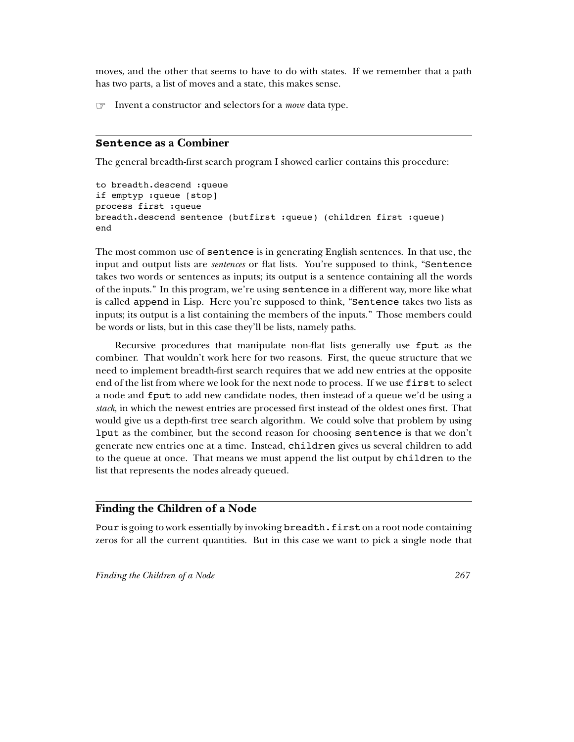moves, and the other that seems to have to do with states. If we remember that a path has two parts, a list of moves and a state, this makes sense.

☞ Invent a constructor and selectors for a *move* data type.

## `Sentence` as a Combiner

The general breadth-first search program I showed earlier contains this procedure:

```
to breadth.descend :queue
if emptyp :queue [stop]
process first :queue
breadth.descend sentence (butfirst :queue) (children first :queue)
end
```

The most common use of `sentence` is in generating English sentences. In that use, the input and output lists are *sentences* or flat lists. You're supposed to think, "`Sentence` takes two words or sentences as inputs; its output is a sentence containing all the words of the inputs." In this program, we're using `sentence` in a different way, more like what is called `append` in Lisp. Here you're supposed to think, "`Sentence` takes two lists as inputs; its output is a list containing the members of the inputs." Those members could be words or lists, but in this case they'll be lists, namely paths.

Recursive procedures that manipulate non-flat lists generally use `fput` as the combiner. That wouldn't work here for two reasons. First, the queue structure that we need to implement breadth-first search requires that we add new entries at the opposite end of the list from where we look for the next node to process. If we use `first` to select a node and `fput` to add new candidate nodes, then instead of a queue we'd be using a *stack,* in which the newest entries are processed first instead of the oldest ones first. That would give us a depth-first tree search algorithm. We could solve that problem by using `lput` as the combiner, but the second reason for choosing `sentence` is that we don't generate new entries one at a time. Instead, `children` gives us several children to add to the queue at once. That means we must append the list output by `children` to the list that represents the nodes already queued.

## Finding the Children of a Node

`Pour` is going to work essentially by invoking `breadth.first` on a root node containing zeros for all the current quantities. But in this case we want to pick a single node that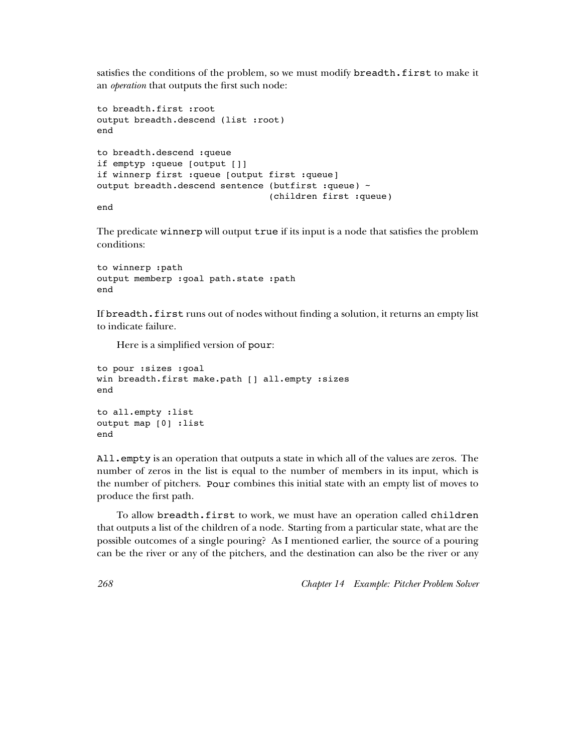satisfies the conditions of the problem, so we must modify `breadth.first` to make it an *operation* that outputs the first such node:

```
to breadth.first :root
output breadth.descend (list :root)
end

to breadth.descend :queue
if emptyp :queue [output []]
if winnerp first :queue [output first :queue]
output breadth.descend sentence (butfirst :queue) ~
                                (children first :queue)
end
```

The predicate `winnerp` will output `true` if its input is a node that satisfies the problem conditions:

```
to winnerp :path
output memberp :goal path.state :path
end
```

If `breadth.first` runs out of nodes without finding a solution, it returns an empty list to indicate failure.

Here is a simplified version of `pour`:

```
to pour :sizes :goal
win breadth.first make.path [] all.empty :sizes
end

to all.empty :list
output map [0] :list
end
```

`All.empty` is an operation that outputs a state in which all of the values are zeros. The number of zeros in the list is equal to the number of members in its input, which is the number of pitchers. `Pour` combines this initial state with an empty list of moves to produce the first path.

To allow `breadth.first` to work, we must have an operation called `children` that outputs a list of the children of a node. Starting from a particular state, what are the possible outcomes of a single pouring? As I mentioned earlier, the source of a pouring can be the river or any of the pitchers, and the destination can also be the river or any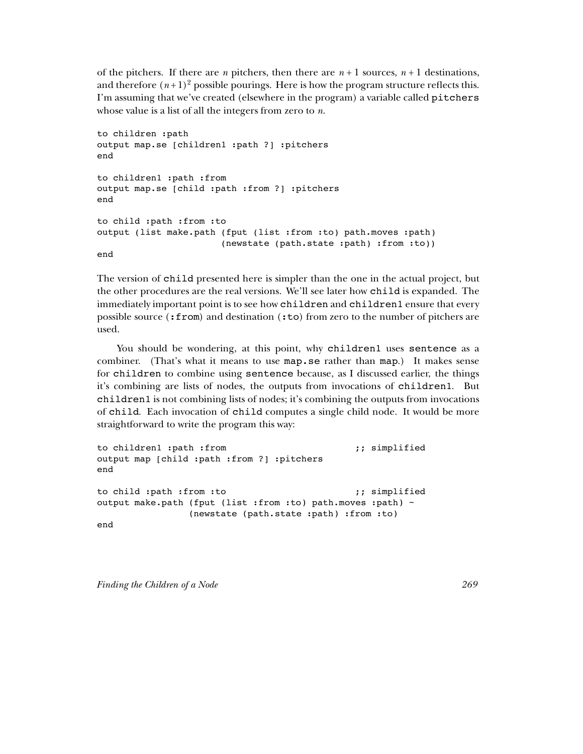of the pitchers. If there are $n$ pitchers, then there are $n+1$ sources, $n+1$ destinations, and therefore $(n+1)^2$ possible pourings. Here is how the program structure reflects this. I'm assuming that we've created (elsewhere in the program) a variable called `pitchers` whose value is a list of all the integers from zero to $n$.

```
to children :path
output map.se [children1 :path ?] :pitchers
end

to children1 :path :from
output map.se [child :path :from ?] :pitchers
end

to child :path :from :to
output (list make.path (fput (list :from :to) path.moves :path)
                       (newstate (path.state :path) :from :to))
end
```

The version of `child` presented here is simpler than the one in the actual project, but the other procedures are the real versions. We'll see later how `child` is expanded. The immediately important point is to see how `children` and `children1` ensure that every possible source (`:from`) and destination (`:to`) from zero to the number of pitchers are used.

You should be wondering, at this point, why `children1` uses `sentence` as a combiner. (That's what it means to use `map.se` rather than `map`.) It makes sense for `children` to combine using `sentence` because, as I discussed earlier, the things it's combining are lists of nodes, the outputs from invocations of `children1`. But `children1` is not combining lists of nodes; it's combining the outputs from invocations of `child`. Each invocation of `child` computes a single child node. It would be more straightforward to write the program this way:

```
to children1 :path :from                          ;; simplified
output map [child :path :from ?] :pitchers
end

to child :path :from :to                          ;; simplified
output make.path (fput (list :from :to) path.moves :path) ~
                 (newstate (path.state :path) :from :to)
end
```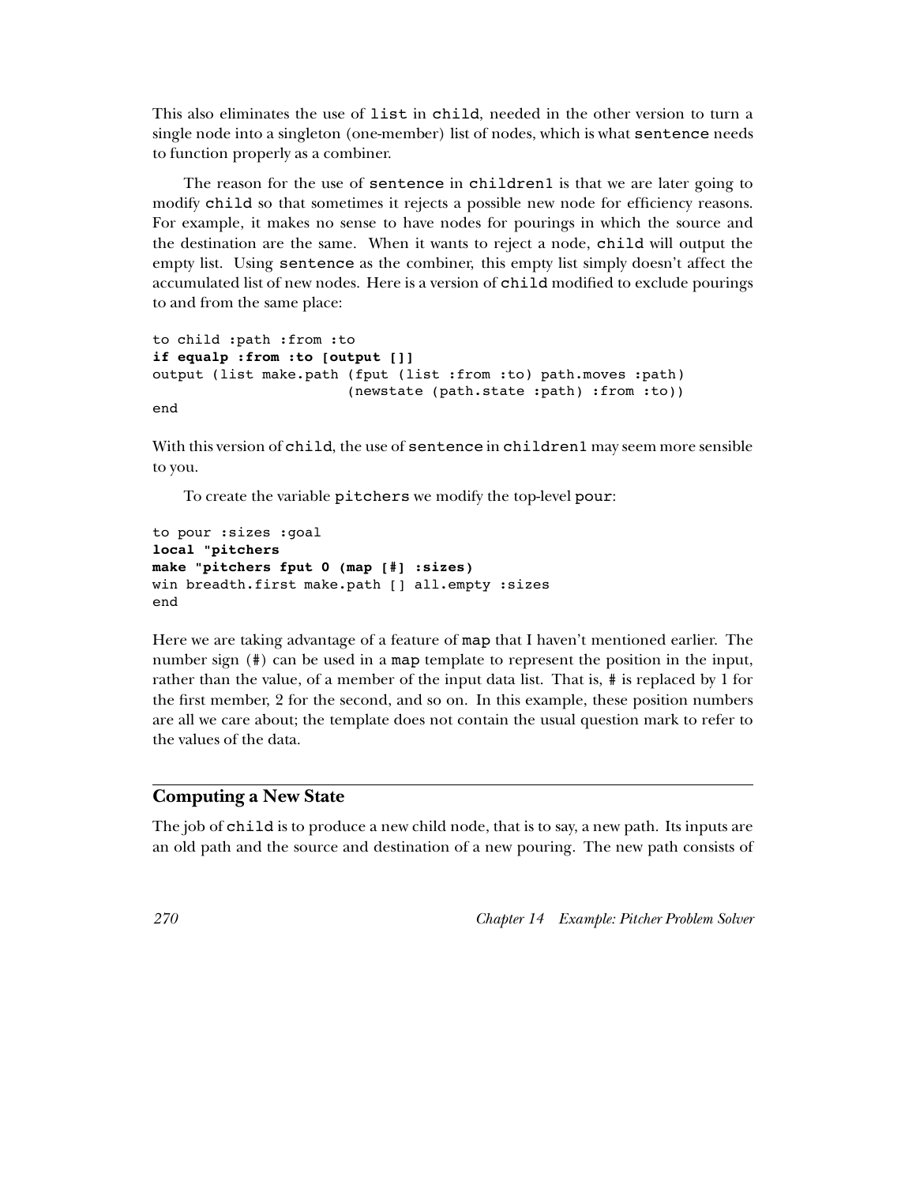This also eliminates the use of `list` in `child`, needed in the other version to turn a single node into a singleton (one-member) list of nodes, which is what `sentence` needs to function properly as a combiner.

The reason for the use of `sentence` in `children1` is that we are later going to modify `child` so that sometimes it rejects a possible new node for efficiency reasons. For example, it makes no sense to have nodes for pourings in which the source and the destination are the same. When it wants to reject a node, `child` will output the empty list. Using `sentence` as the combiner, this empty list simply doesn't affect the accumulated list of new nodes. Here is a version of `child` modified to exclude pourings to and from the same place:

```
to child :path :from :to
if equalp :from :to [output []]
output (list make.path (fput (list :from :to) path.moves :path)
                       (newstate (path.state :path) :from :to))
end
```

With this version of `child`, the use of `sentence` in `children1` may seem more sensible to you.

To create the variable `pitchers` we modify the top-level `pour`:

```
to pour :sizes :goal
local "pitchers
make "pitchers fput 0 (map [#] :sizes)
win breadth.first make.path [] all.empty :sizes
end
```

Here we are taking advantage of a feature of `map` that I haven't mentioned earlier. The number sign (`#`) can be used in a `map` template to represent the position in the input, rather than the value, of a member of the input data list. That is, `#` is replaced by 1 for the first member, 2 for the second, and so on. In this example, these position numbers are all we care about; the template does not contain the usual question mark to refer to the values of the data.

## Computing a New State

The job of `child` is to produce a new child node, that is to say, a new path. Its inputs are an old path and the source and destination of a new pouring. The new path consists of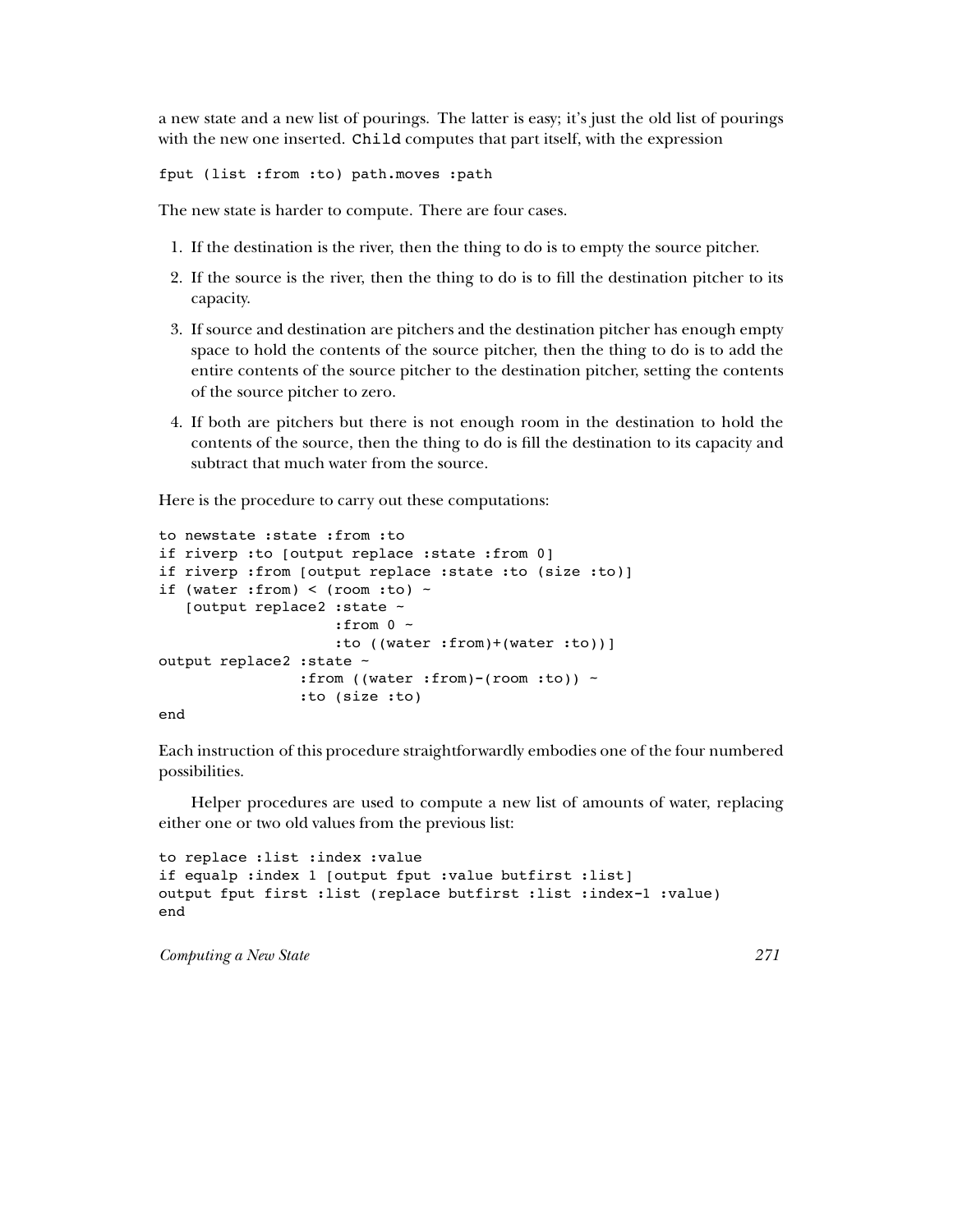a new state and a new list of pourings. The latter is easy; it's just the old list of pourings with the new one inserted. `Child` computes that part itself, with the expression

```
fput (list :from :to) path.moves :path
```

The new state is harder to compute. There are four cases.

1. If the destination is the river, then the thing to do is to empty the source pitcher.
2. If the source is the river, then the thing to do is to fill the destination pitcher to its capacity.
3. If source and destination are pitchers and the destination pitcher has enough empty space to hold the contents of the source pitcher, then the thing to do is to add the entire contents of the source pitcher to the destination pitcher, setting the contents of the source pitcher to zero.
4. If both are pitchers but there is not enough room in the destination to hold the contents of the source, then the thing to do is fill the destination to its capacity and subtract that much water from the source.

Here is the procedure to carry out these computations:

```
to newstate :state :from :to
if riverp :to [output replace :state :from 0]
if riverp :from [output replace :state :to (size :to)]
if (water :from) < (room :to) ~
   [output replace2 :state ~
                    :from 0 ~
                    :to ((water :from)+(water :to))]
output replace2 :state ~
                :from ((water :from)-(room :to)) ~
                :to (size :to)
end
```

Each instruction of this procedure straightforwardly embodies one of the four numbered possibilities.

Helper procedures are used to compute a new list of amounts of water, replacing either one or two old values from the previous list:

```
to replace :list :index :value
if equalp :index 1 [output fput :value butfirst :list]
output fput first :list (replace butfirst :list :index-1 :value)
end
```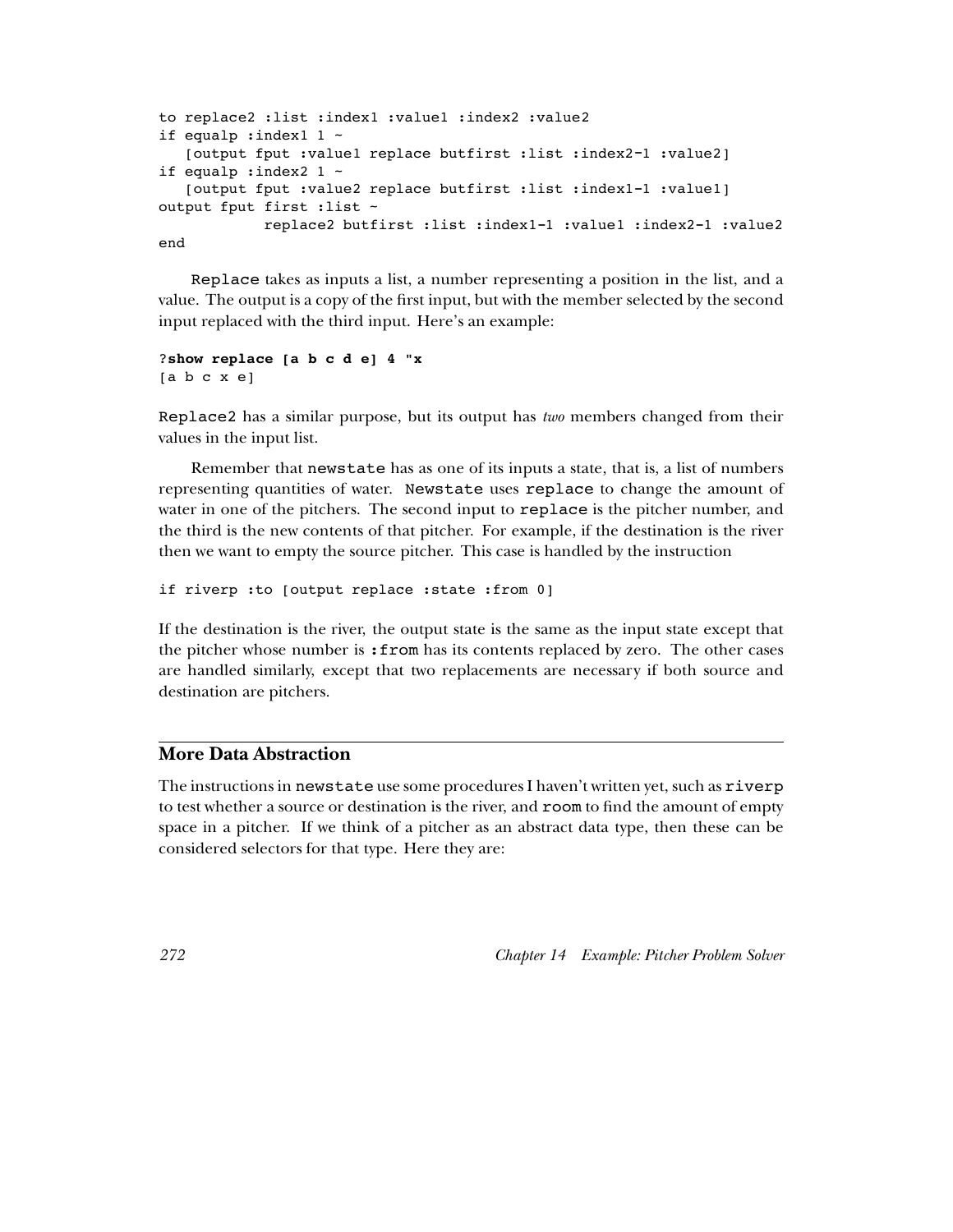```
to replace2 :list :index1 :value1 :index2 :value2
if equalp :index1 1 ~
   [output fput :value1 replace butfirst :list :index2-1 :value2]
if equalp :index2 1 ~
   [output fput :value2 replace butfirst :list :index1-1 :value1]
output fput first :list ~
            replace2 butfirst :list :index1-1 :value1 :index2-1 :value2
end
```

`Replace` takes as inputs a list, a number representing a position in the list, and a value. The output is a copy of the first input, but with the member selected by the second input replaced with the third input. Here's an example:

```
?show replace [a b c d e] 4 "x
[a b c x e]
```

`Replace2` has a similar purpose, but its output has *two* members changed from their values in the input list.

Remember that `newstate` has as one of its inputs a state, that is, a list of numbers representing quantities of water. `Newstate` uses `replace` to change the amount of water in one of the pitchers. The second input to `replace` is the pitcher number, and the third is the new contents of that pitcher. For example, if the destination is the river then we want to empty the source pitcher. This case is handled by the instruction

```
if riverp :to [output replace :state :from 0]
```

If the destination is the river, the output state is the same as the input state except that the pitcher whose number is `:from` has its contents replaced by zero. The other cases are handled similarly, except that two replacements are necessary if both source and destination are pitchers.

## More Data Abstraction

The instructions in `newstate` use some procedures I haven't written yet, such as `riverp` to test whether a source or destination is the river, and `room` to find the amount of empty space in a pitcher. If we think of a pitcher as an abstract data type, then these can be considered selectors for that type. Here they are: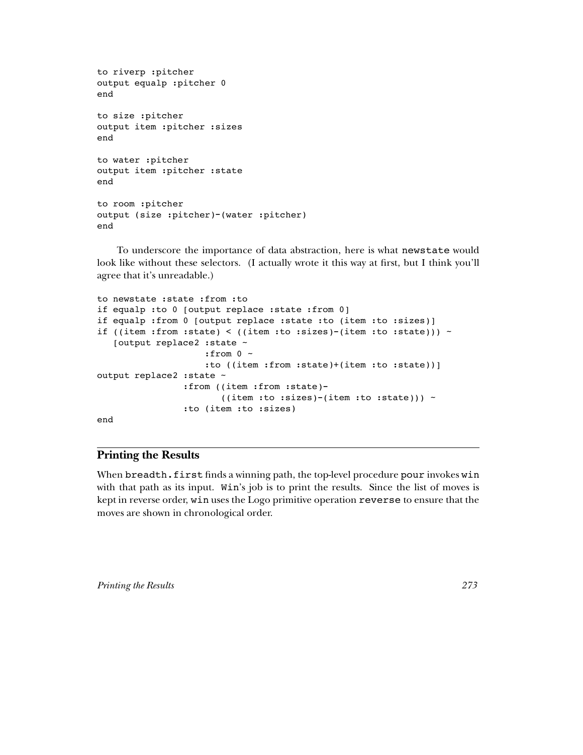```
to riverp :pitcher
output equalp :pitcher 0
end

to size :pitcher
output item :pitcher :sizes
end

to water :pitcher
output item :pitcher :state
end

to room :pitcher
output (size :pitcher)-(water :pitcher)
end
```

To underscore the importance of data abstraction, here is what `newstate` would look like without these selectors. (I actually wrote it this way at first, but I think you'll agree that it's unreadable.)

```
to newstate :state :from :to
if equalp :to 0 [output replace :state :from 0]
if equalp :from 0 [output replace :state :to (item :to :sizes)]
if ((item :from :state) < ((item :to :sizes)-(item :to :state))) ~
   [output replace2 :state ~
                    :from 0 ~
                    :to ((item :from :state)+(item :to :state))]
output replace2 :state ~
                :from ((item :from :state)-
                       ((item :to :sizes)-(item :to :state))) ~
                :to (item :to :sizes)
end
```

## Printing the Results

When `breadth.first` finds a winning path, the top-level procedure `pour` invokes `win` with that path as its input. `Win`'s job is to print the results. Since the list of moves is kept in reverse order, `win` uses the Logo primitive operation `reverse` to ensure that the moves are shown in chronological order.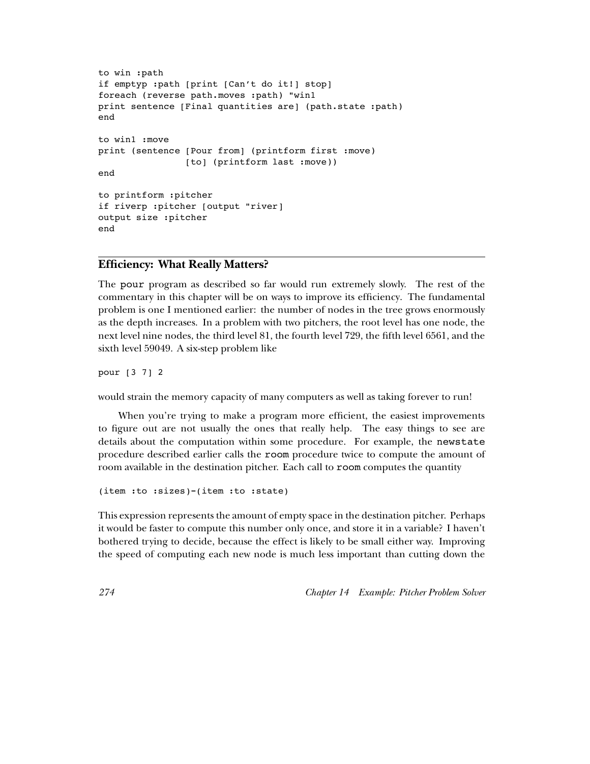```
to win :path
if emptyp :path [print [Can't do it!] stop]
foreach (reverse path.moves :path) "win1
print sentence [Final quantities are] (path.state :path)
end

to win1 :move
print (sentence [Pour from] (printform first :move)
                [to] (printform last :move))
end

to printform :pitcher
if riverp :pitcher [output "river]
output size :pitcher
end
```

## Efficiency: What Really Matters?

The `pour` program as described so far would run extremely slowly. The rest of the commentary in this chapter will be on ways to improve its efficiency. The fundamental problem is one I mentioned earlier: the number of nodes in the tree grows enormously as the depth increases. In a problem with two pitchers, the root level has one node, the next level nine nodes, the third level 81, the fourth level 729, the fifth level 6561, and the sixth level 59049. A six-step problem like

```
pour [3 7] 2
```

would strain the memory capacity of many computers as well as taking forever to run!

When you're trying to make a program more efficient, the easiest improvements to figure out are not usually the ones that really help. The easy things to see are details about the computation within some procedure. For example, the `newstate` procedure described earlier calls the `room` procedure twice to compute the amount of room available in the destination pitcher. Each call to `room` computes the quantity

```
(item :to :sizes)-(item :to :state)
```

This expression represents the amount of empty space in the destination pitcher. Perhaps it would be faster to compute this number only once, and store it in a variable? I haven't bothered trying to decide, because the effect is likely to be small either way. Improving the speed of computing each new node is much less important than cutting down the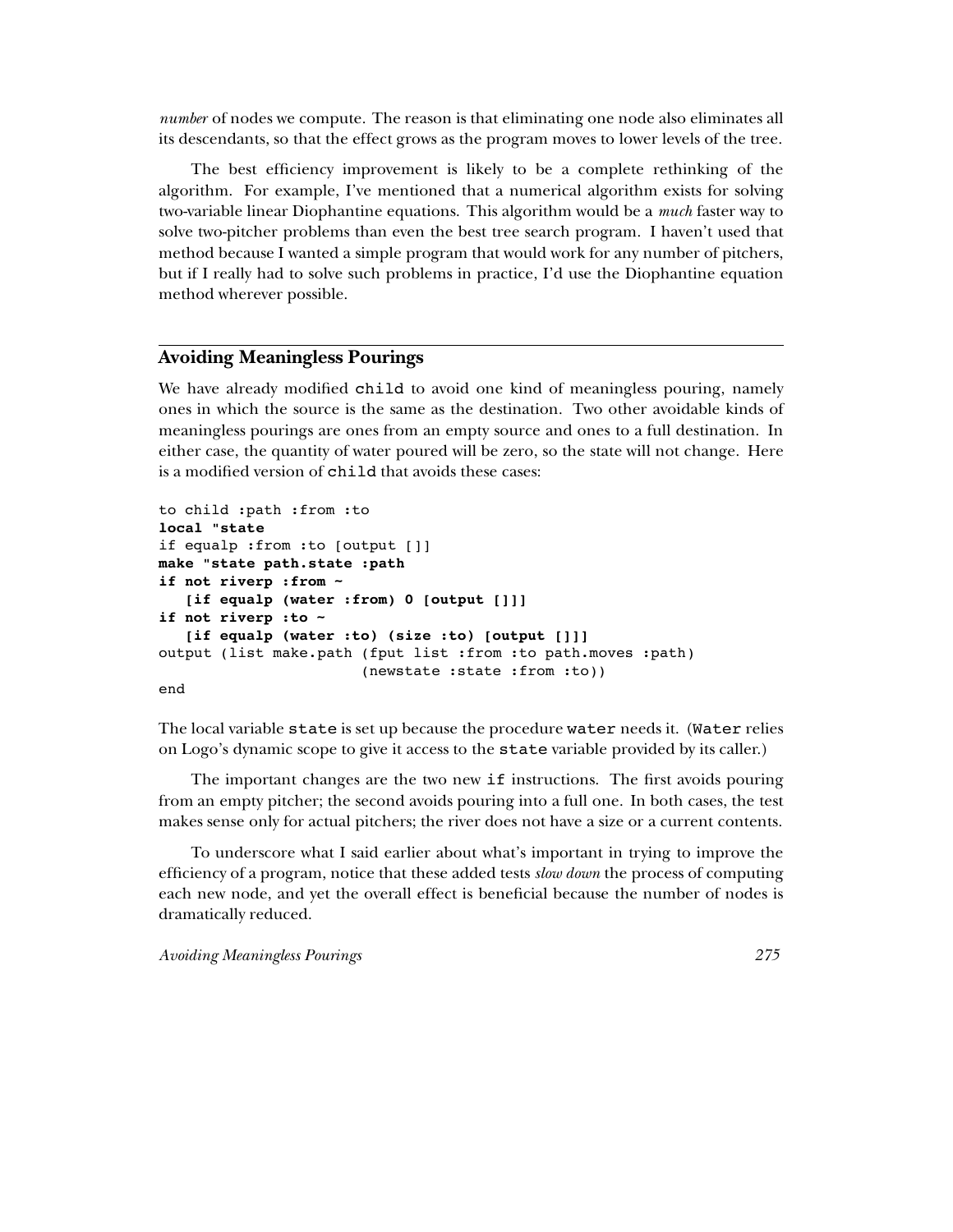*number* of nodes we compute. The reason is that eliminating one node also eliminates all its descendants, so that the effect grows as the program moves to lower levels of the tree.

The best efficiency improvement is likely to be a complete rethinking of the algorithm. For example, I've mentioned that a numerical algorithm exists for solving two-variable linear Diophantine equations. This algorithm would be a *much* faster way to solve two-pitcher problems than even the best tree search program. I haven't used that method because I wanted a simple program that would work for any number of pitchers, but if I really had to solve such problems in practice, I'd use the Diophantine equation method wherever possible.

## Avoiding Meaningless Pourings

We have already modified `child` to avoid one kind of meaningless pouring, namely ones in which the source is the same as the destination. Two other avoidable kinds of meaningless pourings are ones from an empty source and ones to a full destination. In either case, the quantity of water poured will be zero, so the state will not change. Here is a modified version of `child` that avoids these cases:

```
to child :path :from :to
local "state
if equalp :from :to [output []]
make "state path.state :path
if not riverp :from ~
   [if equalp (water :from) 0 [output []]]
if not riverp :to ~
   [if equalp (water :to) (size :to) [output []]]
output (list make.path (fput list :from :to path.moves :path)
                       (newstate :state :from :to))
end
```

The local variable `state` is set up because the procedure `water` needs it. (`Water` relies on Logo's dynamic scope to give it access to the `state` variable provided by its caller.)

The important changes are the two new `if` instructions. The first avoids pouring from an empty pitcher; the second avoids pouring into a full one. In both cases, the test makes sense only for actual pitchers; the river does not have a size or a current contents.

To underscore what I said earlier about what's important in trying to improve the efficiency of a program, notice that these added tests *slow down* the process of computing each new node, and yet the overall effect is beneficial because the number of nodes is dramatically reduced.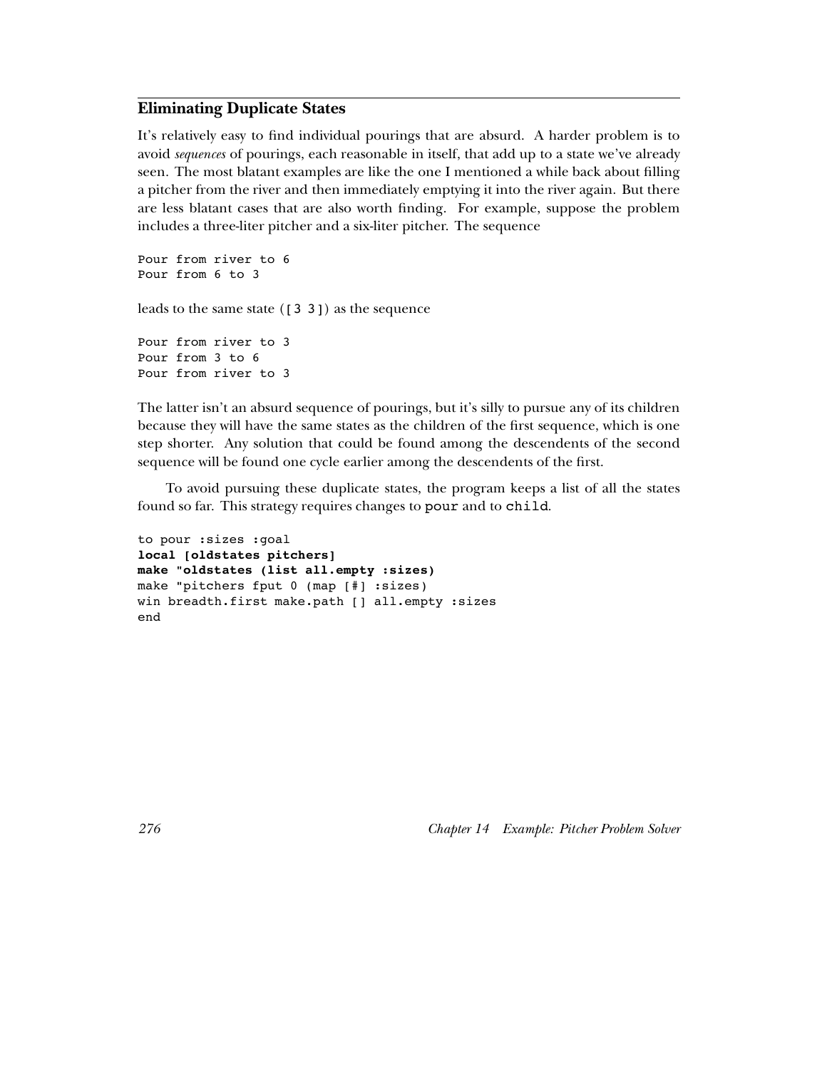## Eliminating Duplicate States

It's relatively easy to find individual pourings that are absurd. A harder problem is to avoid *sequences* of pourings, each reasonable in itself, that add up to a state we've already seen. The most blatant examples are like the one I mentioned a while back about filling a pitcher from the river and then immediately emptying it into the river again. But there are less blatant cases that are also worth finding. For example, suppose the problem includes a three-liter pitcher and a six-liter pitcher. The sequence

```
Pour from river to 6
Pour from 6 to 3
```

leads to the same state (`[3 3]`) as the sequence

```
Pour from river to 3
Pour from 3 to 6
Pour from river to 3
```

The latter isn't an absurd sequence of pourings, but it's silly to pursue any of its children because they will have the same states as the children of the first sequence, which is one step shorter. Any solution that could be found among the descendents of the second sequence will be found one cycle earlier among the descendents of the first.

To avoid pursuing these duplicate states, the program keeps a list of all the states found so far. This strategy requires changes to `pour` and to `child`.

```
to pour :sizes :goal
local [oldstates pitchers]
make "oldstates (list all.empty :sizes)
make "pitchers fput 0 (map [#] :sizes)
win breadth.first make.path [] all.empty :sizes
end
```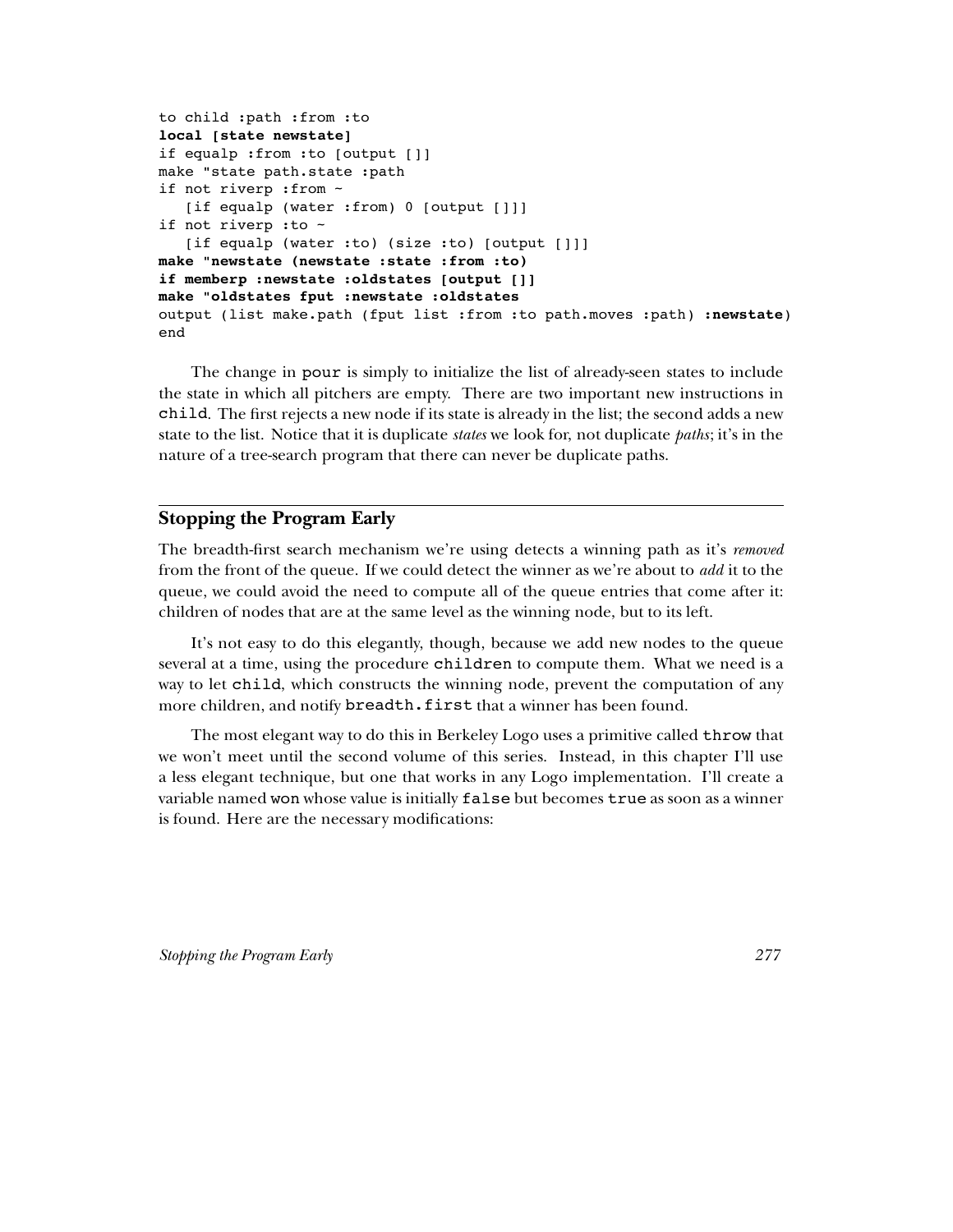```
to child :path :from :to
local [state newstate]
if equalp :from :to [output []]
make "state path.state :path
if not riverp :from ~
   [if equalp (water :from) 0 [output []]]
if not riverp :to ~
   [if equalp (water :to) (size :to) [output []]]
make "newstate (newstate :state :from :to)
if memberp :newstate :oldstates [output []]
make "oldstates fput :newstate :oldstates
output (list make.path (fput list :from :to path.moves :path) :newstate)
end
```

The change in `pour` is simply to initialize the list of already-seen states to include the state in which all pitchers are empty. There are two important new instructions in `child`. The first rejects a new node if its state is already in the list; the second adds a new state to the list. Notice that it is duplicate *states* we look for, not duplicate *paths*; it's in the nature of a tree-search program that there can never be duplicate paths.

## Stopping the Program Early

The breadth-first search mechanism we're using detects a winning path as it's *removed* from the front of the queue. If we could detect the winner as we're about to *add* it to the queue, we could avoid the need to compute all of the queue entries that come after it: children of nodes that are at the same level as the winning node, but to its left.

It's not easy to do this elegantly, though, because we add new nodes to the queue several at a time, using the procedure `children` to compute them. What we need is a way to let `child`, which constructs the winning node, prevent the computation of any more children, and notify `breadth.first` that a winner has been found.

The most elegant way to do this in Berkeley Logo uses a primitive called `throw` that we won't meet until the second volume of this series. Instead, in this chapter I'll use a less elegant technique, but one that works in any Logo implementation. I'll create a variable named `won` whose value is initially `false` but becomes `true` as soon as a winner is found. Here are the necessary modifications: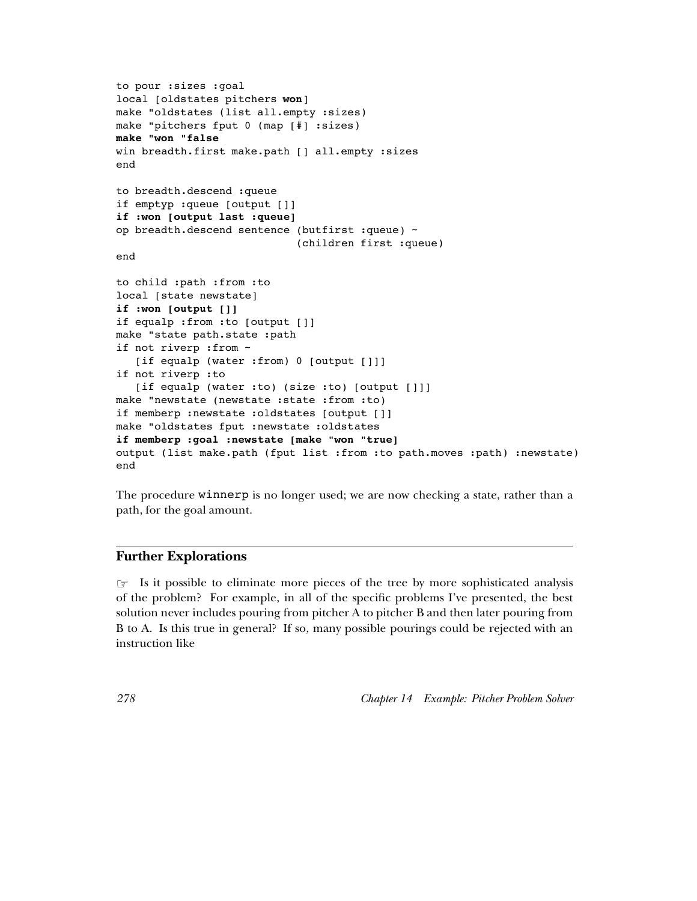```
to pour :sizes :goal
local [oldstates pitchers won]
make "oldstates (list all.empty :sizes)
make "pitchers fput 0 (map [#] :sizes)
make "won "false
win breadth.first make.path [] all.empty :sizes
end

to breadth.descend :queue
if emptyp :queue [output []]
if :won [output last :queue]
op breadth.descend sentence (butfirst :queue) ~
                            (children first :queue)
end

to child :path :from :to
local [state newstate]
if :won [output []]
if equalp :from :to [output []]
make "state path.state :path
if not riverp :from ~
   [if equalp (water :from) 0 [output []]]
if not riverp :to
   [if equalp (water :to) (size :to) [output []]]
make "newstate (newstate :state :from :to)
if memberp :newstate :oldstates [output []]
make "oldstates fput :newstate :oldstates
if memberp :goal :newstate [make "won "true]
output (list make.path (fput list :from :to path.moves :path) :newstate)
end
```

The procedure `winnerp` is no longer used; we are now checking a state, rather than a path, for the goal amount.

## Further Explorations

☞ Is it possible to eliminate more pieces of the tree by more sophisticated analysis of the problem? For example, in all of the specific problems I've presented, the best solution never includes pouring from pitcher A to pitcher B and then later pouring from B to A. Is this true in general? If so, many possible pourings could be rejected with an instruction like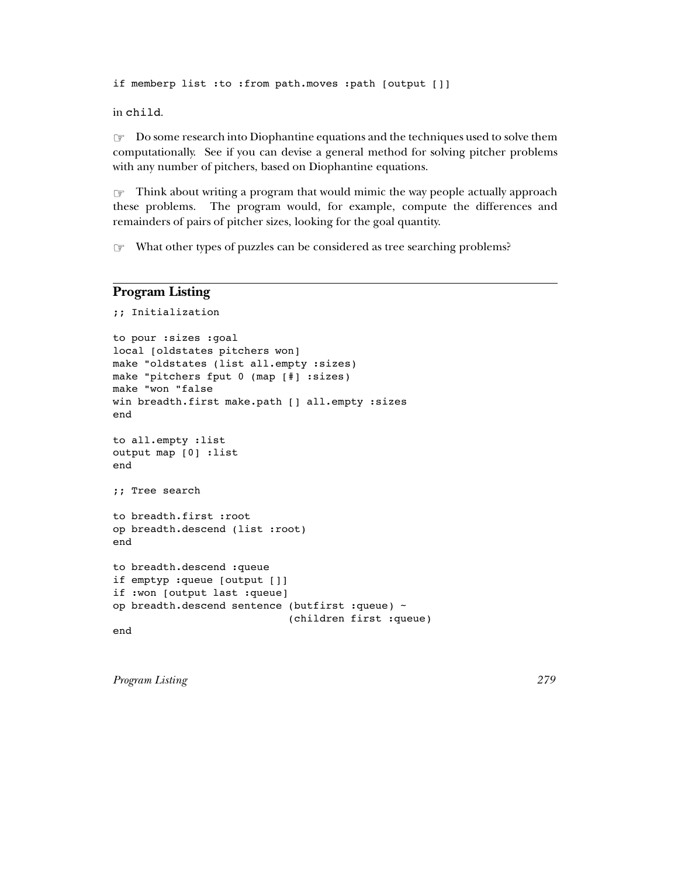```
if memberp list :to :from path.moves :path [output []]
```

in `child`.

☞ Do some research into Diophantine equations and the techniques used to solve them computationally. See if you can devise a general method for solving pitcher problems with any number of pitchers, based on Diophantine equations.

☞ Think about writing a program that would mimic the way people actually approach these problems. The program would, for example, compute the differences and remainders of pairs of pitcher sizes, looking for the goal quantity.

☞ What other types of puzzles can be considered as tree searching problems?

## Program Listing

```
;; Initialization

to pour :sizes :goal
local [oldstates pitchers won]
make "oldstates (list all.empty :sizes)
make "pitchers fput 0 (map [#] :sizes)
make "won "false
win breadth.first make.path [] all.empty :sizes
end

to all.empty :list
output map [0] :list
end

;; Tree search

to breadth.first :root
op breadth.descend (list :root)
end

to breadth.descend :queue
if emptyp :queue [output []]
if :won [output last :queue]
op breadth.descend sentence (butfirst :queue) ~
                            (children first :queue)
end
```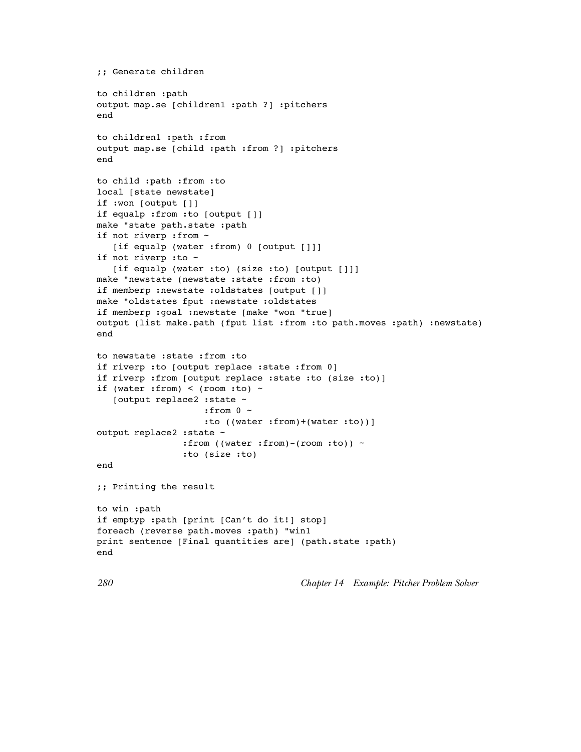```
;; Generate children

to children :path
output map.se [children1 :path ?] :pitchers
end

to children1 :path :from
output map.se [child :path :from ?] :pitchers
end

to child :path :from :to
local [state newstate]
if :won [output []]
if equalp :from :to [output []]
make "state path.state :path
if not riverp :from ~
   [if equalp (water :from) 0 [output []]]
if not riverp :to ~
   [if equalp (water :to) (size :to) [output []]]
make "newstate (newstate :state :from :to)
if memberp :newstate :oldstates [output []]
make "oldstates fput :newstate :oldstates
if memberp :goal :newstate [make "won "true]
output (list make.path (fput list :from :to path.moves :path) :newstate)
end

to newstate :state :from :to
if riverp :to [output replace :state :from 0]
if riverp :from [output replace :state :to (size :to)]
if (water :from) < (room :to) ~
   [output replace2 :state ~
                    :from 0 ~
                    :to ((water :from)+(water :to))]
output replace2 :state ~
                :from ((water :from)-(room :to)) ~
                :to (size :to)
end

;; Printing the result

to win :path
if emptyp :path [print [Can't do it!] stop]
foreach (reverse path.moves :path) "win1
print sentence [Final quantities are] (path.state :path)
end
```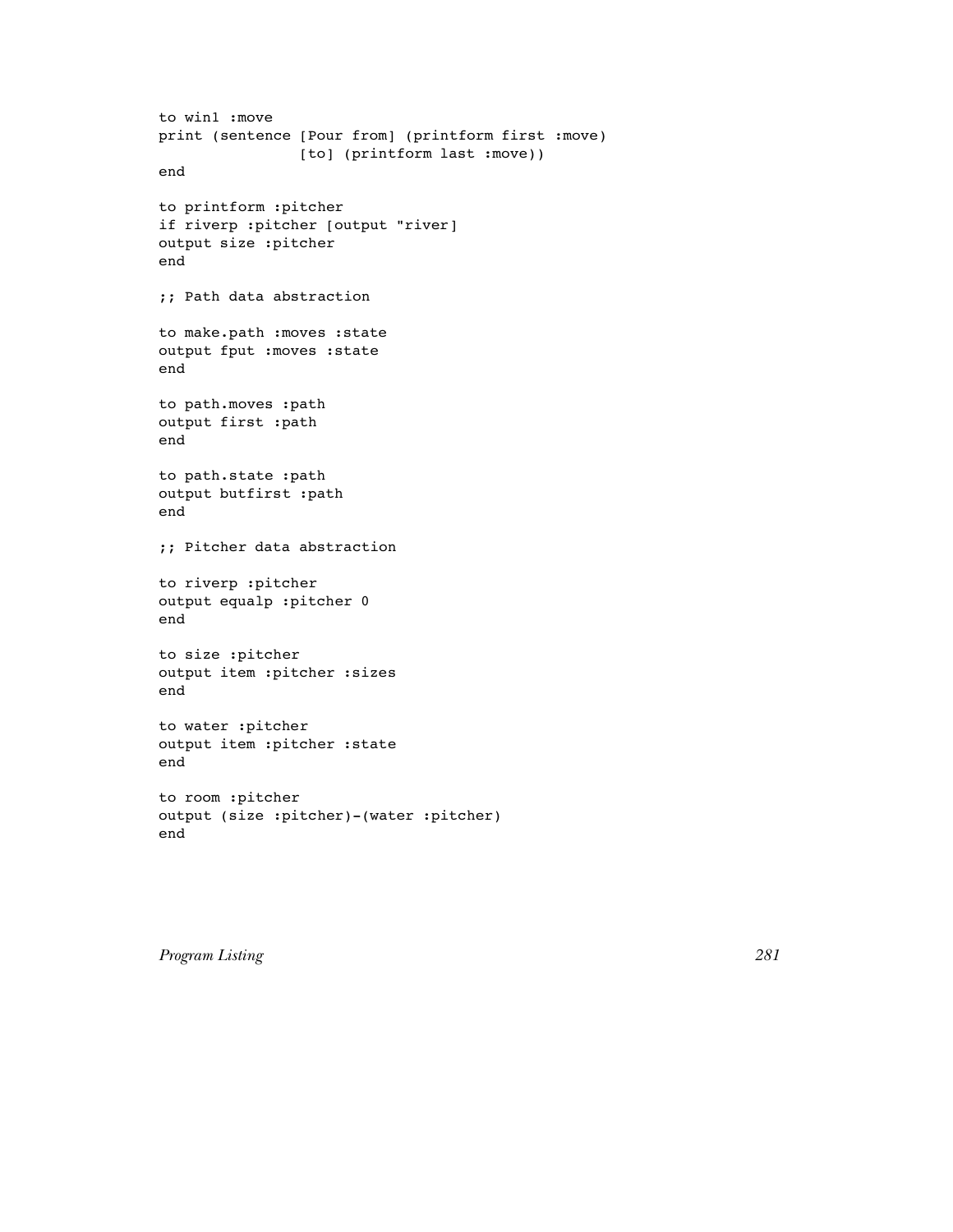```
to win1 :move
print (sentence [Pour from] (printform first :move)
                [to] (printform last :move))
end

to printform :pitcher
if riverp :pitcher [output "river]
output size :pitcher
end

;; Path data abstraction

to make.path :moves :state
output fput :moves :state
end

to path.moves :path
output first :path
end

to path.state :path
output butfirst :path
end

;; Pitcher data abstraction

to riverp :pitcher
output equalp :pitcher 0
end

to size :pitcher
output item :pitcher :sizes
end

to water :pitcher
output item :pitcher :state
end

to room :pitcher
output (size :pitcher)-(water :pitcher)
end
```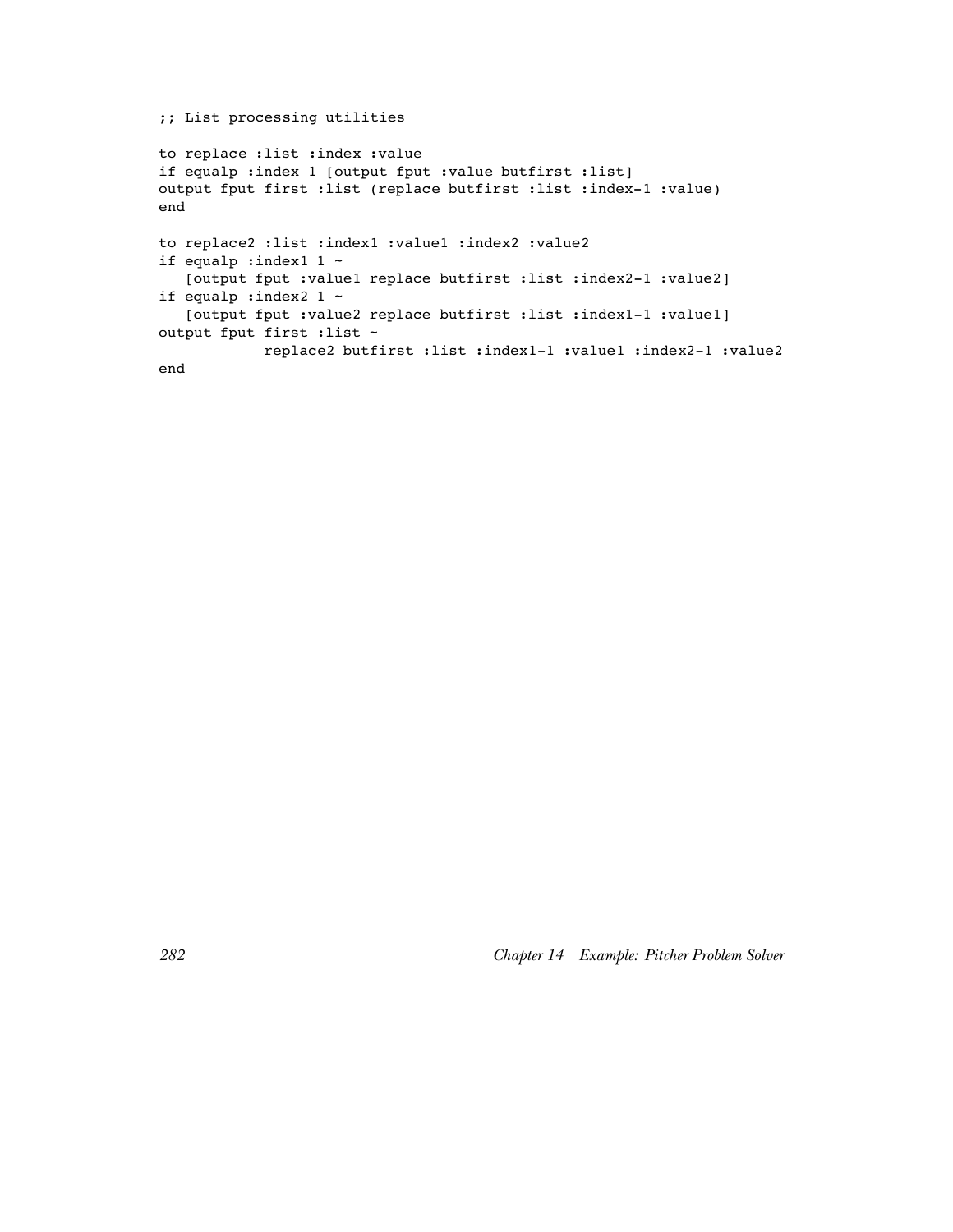```
;; List processing utilities

to replace :list :index :value
if equalp :index 1 [output fput :value butfirst :list]
output fput first :list (replace butfirst :list :index-1 :value)
end

to replace2 :list :index1 :value1 :index2 :value2
if equalp :index1 1 ~
   [output fput :value1 replace butfirst :list :index2-1 :value2]
if equalp :index2 1 ~
   [output fput :value2 replace butfirst :list :index1-1 :value1]
output fput first :list ~
            replace2 butfirst :list :index1-1 :value1 :index2-1 :value2
end
```